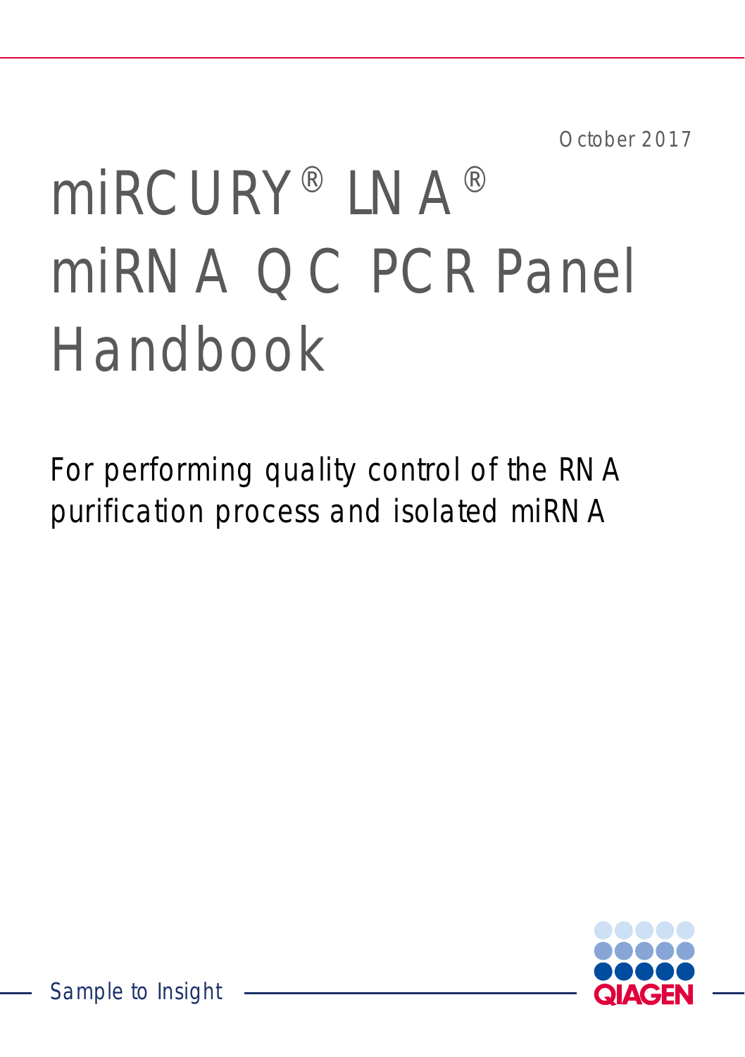October 2017

# miRCURY® LNA® miRNA QC PCR Panel Handbook

For performing quality control of the RNA purification process and isolated miRNA

Sample to Insight

QIAGEN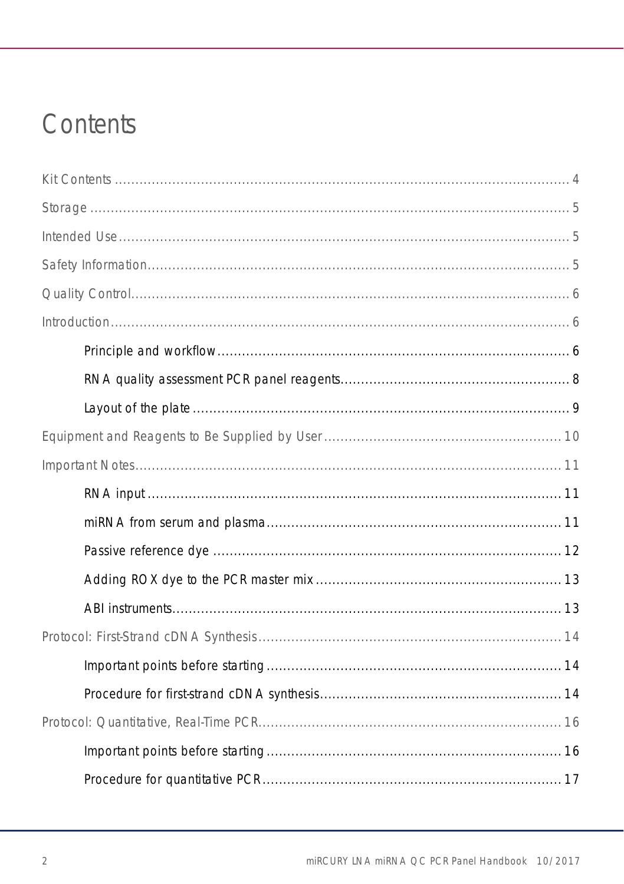# Contents

Kit Contents ........................................................................................................ 4

Storage ................................................................................................................ 5

Intended Use ........................................................................................................ 5

Safety Information ................................................................................................ 5

Quality Control ..................................................................................................... 6

Introduction .......................................................................................................... 6

- Principle and workflow ....................................................................................... 6
- RNA quality assessment PCR panel reagents ....................................................... 8
- Layout of the plate ............................................................................................. 9

Equipment and Reagents to Be Supplied by User ..................................................... 10

Important Notes .................................................................................................... 11

- RNA input ......................................................................................................... 11
- miRNA from serum and plasma ........................................................................... 11
- Passive reference dye ........................................................................................ 12
- Adding ROX dye to the PCR master mix ............................................................. 13
- ABI instruments ................................................................................................. 13

Protocol: First-Strand cDNA Synthesis ..................................................................... 14

- Important points before starting ......................................................................... 14
- Procedure for first-strand cDNA synthesis ........................................................... 14

Protocol: Quantitative, Real-Time PCR ..................................................................... 16

- Important points before starting ......................................................................... 16
- Procedure for quantitative PCR .......................................................................... 17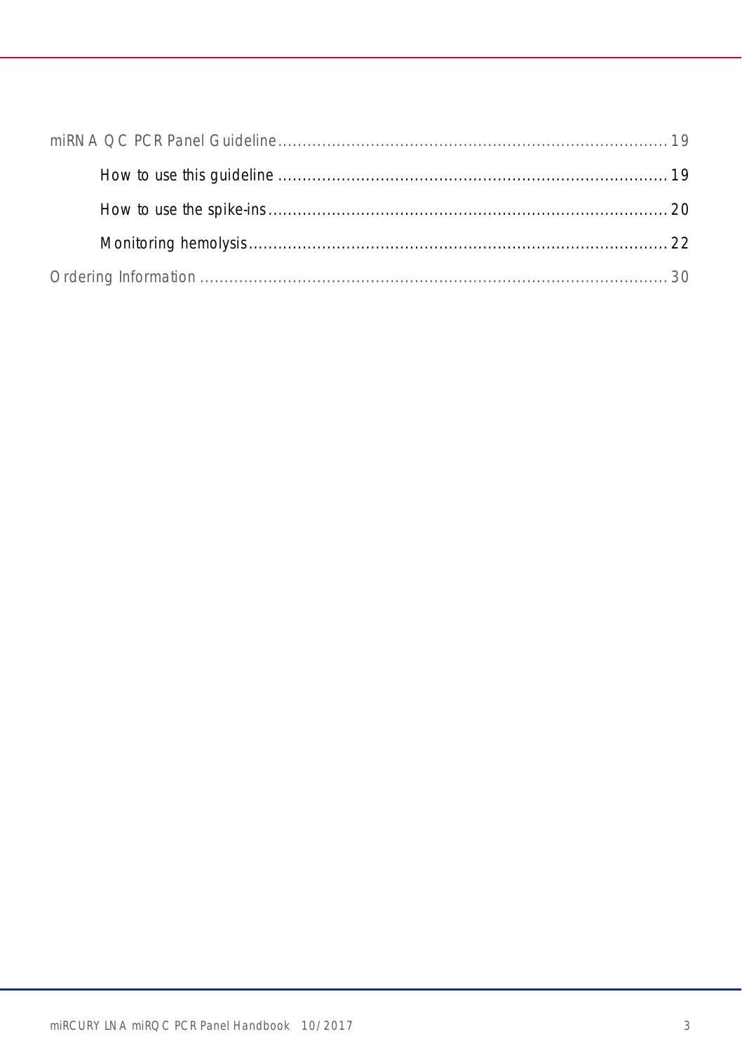miRNA QC PCR Panel Guideline ................................................................................ 19

How to use this guideline ................................................................................ 19

How to use the spike-ins ................................................................................ 20

Monitoring hemolysis ...................................................................................... 22

Ordering Information ........................................................................................ 30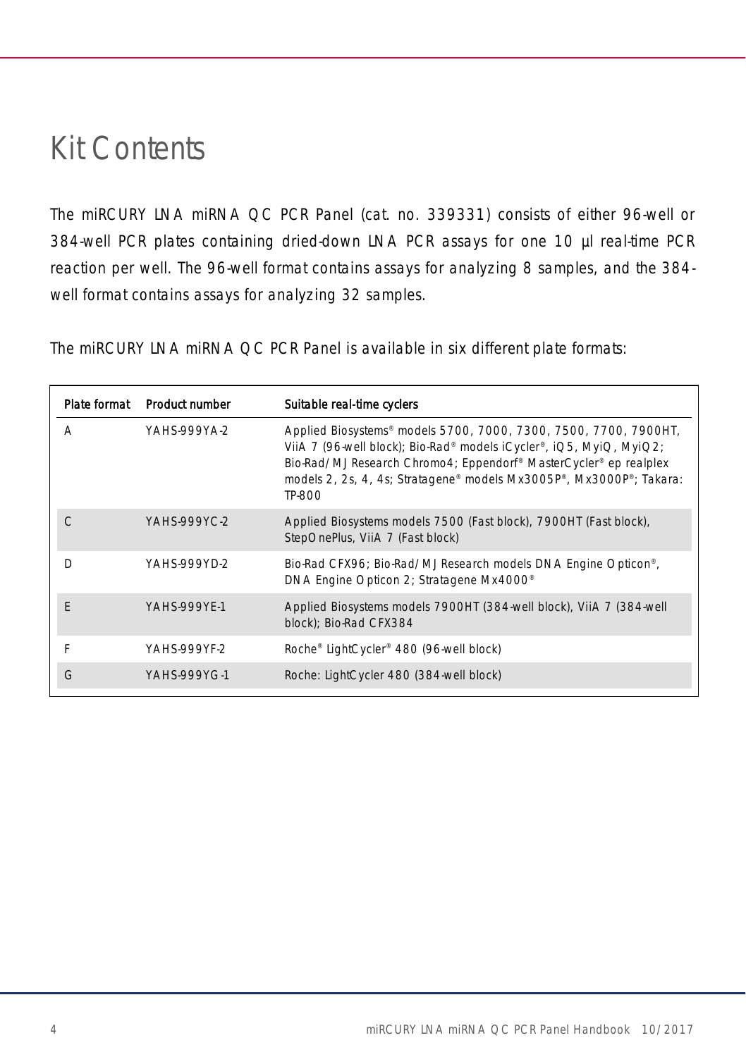# Kit Contents

The miRCURY LNA miRNA QC PCR Panel (cat. no. 339331) consists of either 96-well or 384-well PCR plates containing dried-down LNA PCR assays for one 10 µl real-time PCR reaction per well. The 96-well format contains assays for analyzing 8 samples, and the 384-well format contains assays for analyzing 32 samples.

The miRCURY LNA miRNA QC PCR Panel is available in six different plate formats:

| Plate format | Product number | Suitable real-time cyclers |
|---|---|---|
| A | YAHS-999YA-2 | Applied Biosystems® models 5700, 7000, 7300, 7500, 7700, 7900HT, ViiA 7 (96-well block); Bio-Rad® models iCycler®, iQ5, MyiQ, MyiQ2; Bio-Rad/MJ Research Chromo4; Eppendorf® MasterCycler® ep realplex models 2, 2s, 4, 4s; Stratagene® models Mx3005P®, Mx3000P®; Takara: TP-800 |
| C | YAHS-999YC-2 | Applied Biosystems models 7500 (Fast block), 7900HT (Fast block), StepOnePlus, ViiA 7 (Fast block) |
| D | YAHS-999YD-2 | Bio-Rad CFX96; Bio-Rad/MJ Research models DNA Engine Opticon®, DNA Engine Opticon 2; Stratagene Mx4000® |
| E | YAHS-999YE-1 | Applied Biosystems models 7900HT (384-well block), ViiA 7 (384-well block); Bio-Rad CFX384 |
| F | YAHS-999YF-2 | Roche® LightCycler® 480 (96-well block) |
| G | YAHS-999YG-1 | Roche: LightCycler 480 (384-well block) |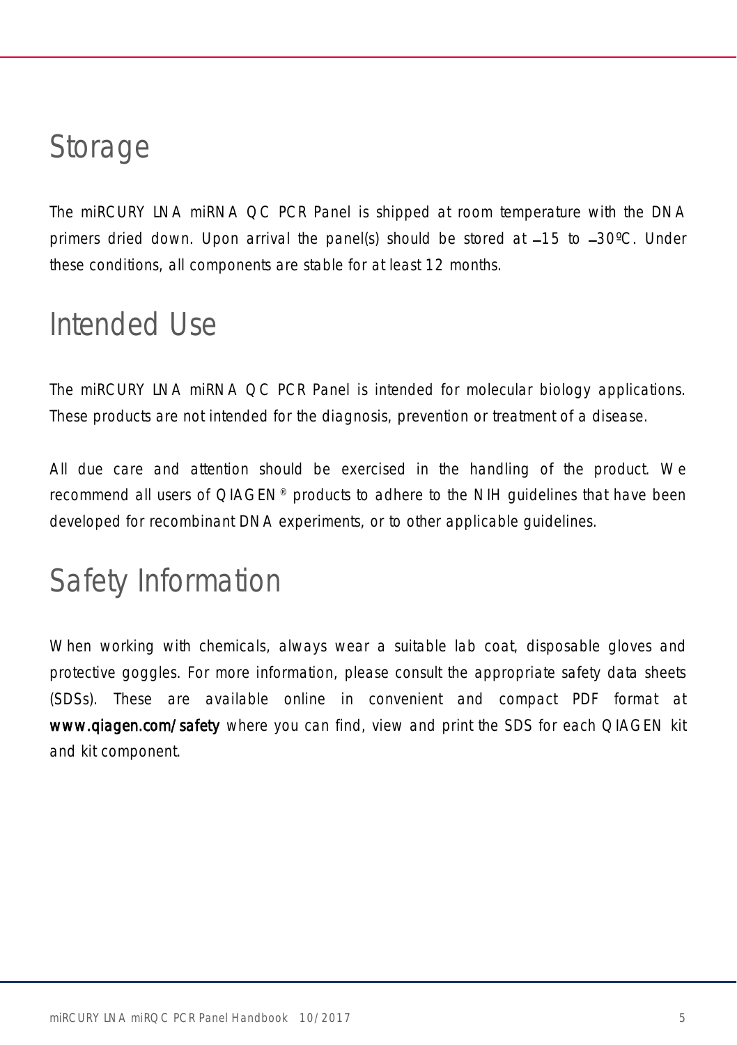# Storage

The miRCURY LNA miRNA QC PCR Panel is shipped at room temperature with the DNA primers dried down. Upon arrival the panel(s) should be stored at –15 to –30ºC. Under these conditions, all components are stable for at least 12 months.

# Intended Use

The miRCURY LNA miRNA QC PCR Panel is intended for molecular biology applications. These products are not intended for the diagnosis, prevention or treatment of a disease.

All due care and attention should be exercised in the handling of the product. We recommend all users of QIAGEN® products to adhere to the NIH guidelines that have been developed for recombinant DNA experiments, or to other applicable guidelines.

# Safety Information

When working with chemicals, always wear a suitable lab coat, disposable gloves and protective goggles. For more information, please consult the appropriate safety data sheets (SDSs). These are available online in convenient and compact PDF format at **www.qiagen.com/safety** where you can find, view and print the SDS for each QIAGEN kit and kit component.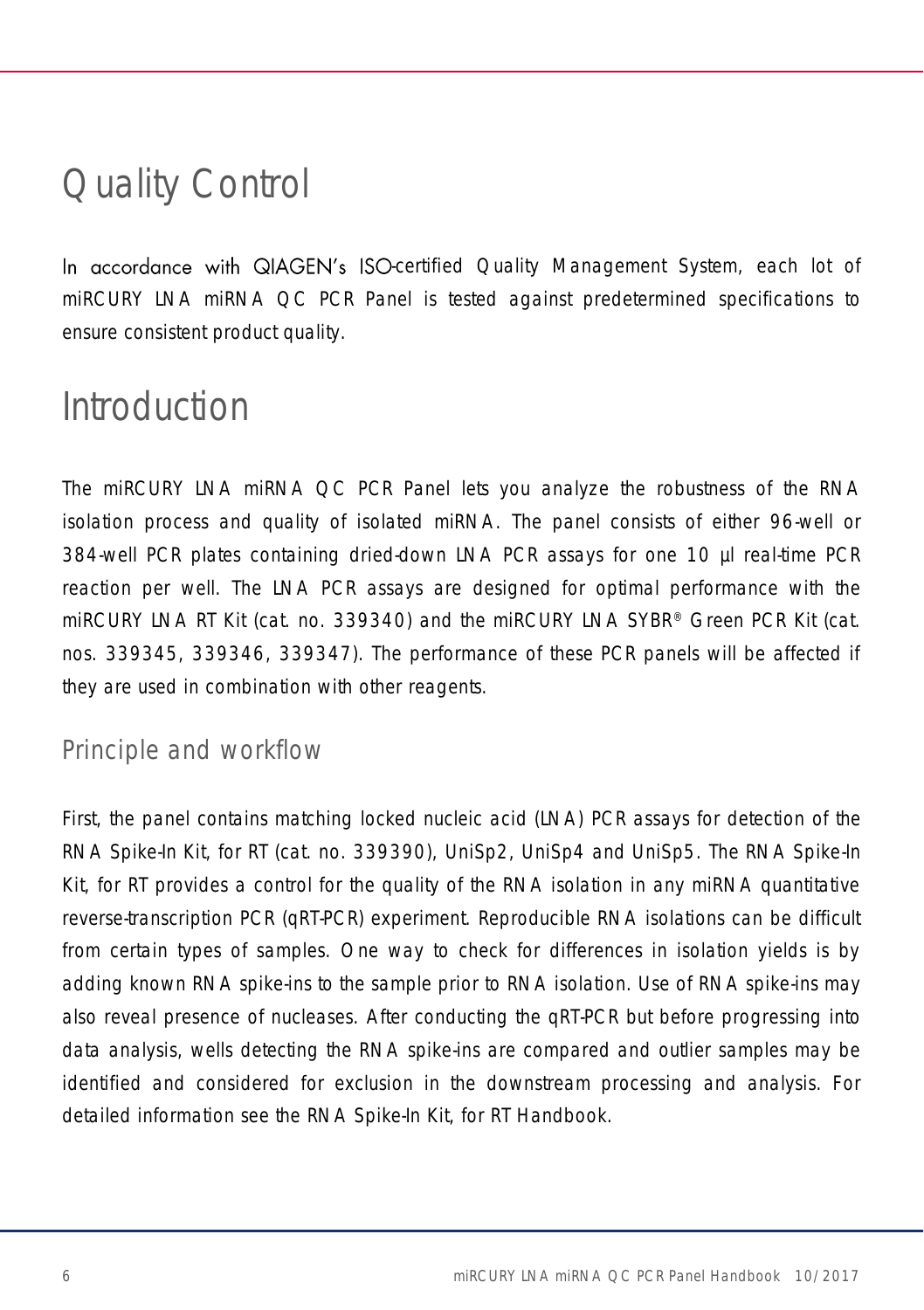# Quality Control

In accordance with QIAGEN's ISO-certified Quality Management System, each lot of miRCURY LNA miRNA QC PCR Panel is tested against predetermined specifications to ensure consistent product quality.

# Introduction

The miRCURY LNA miRNA QC PCR Panel lets you analyze the robustness of the RNA isolation process and quality of isolated miRNA. The panel consists of either 96-well or 384-well PCR plates containing dried-down LNA PCR assays for one 10 µl real-time PCR reaction per well. The LNA PCR assays are designed for optimal performance with the miRCURY LNA RT Kit (cat. no. 339340) and the miRCURY LNA SYBR® Green PCR Kit (cat. nos. 339345, 339346, 339347). The performance of these PCR panels will be affected if they are used in combination with other reagents.

## Principle and workflow

First, the panel contains matching locked nucleic acid (LNA) PCR assays for detection of the RNA Spike-In Kit, for RT (cat. no. 339390), UniSp2, UniSp4 and UniSp5. The RNA Spike-In Kit, for RT provides a control for the quality of the RNA isolation in any miRNA quantitative reverse-transcription PCR (qRT-PCR) experiment. Reproducible RNA isolations can be difficult from certain types of samples. One way to check for differences in isolation yields is by adding known RNA spike-ins to the sample prior to RNA isolation. Use of RNA spike-ins may also reveal presence of nucleases. After conducting the qRT-PCR but before progressing into data analysis, wells detecting the RNA spike-ins are compared and outlier samples may be identified and considered for exclusion in the downstream processing and analysis. For detailed information see the RNA Spike-In Kit, for RT Handbook.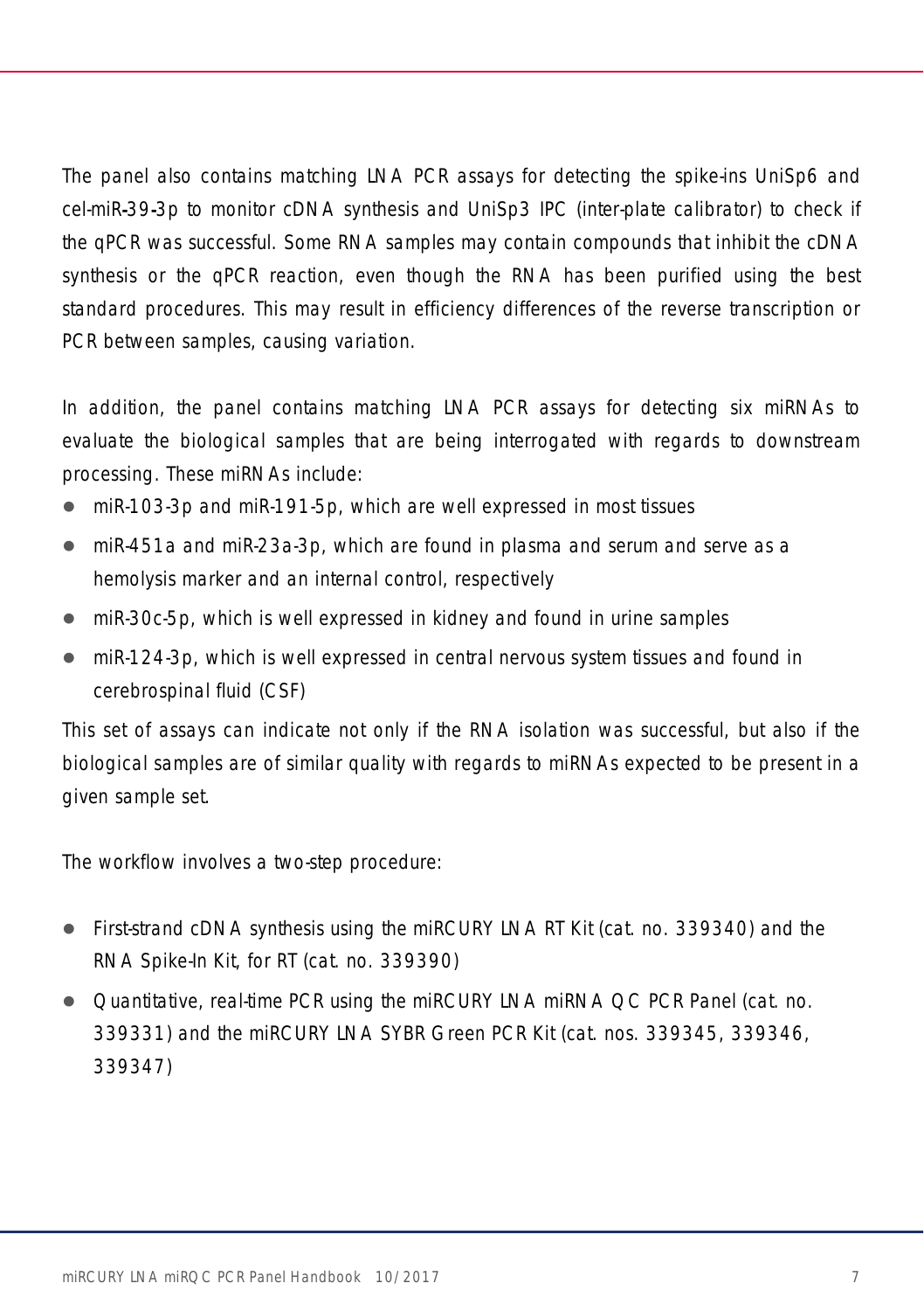The panel also contains matching LNA PCR assays for detecting the spike-ins UniSp6 and cel-miR-39-3p to monitor cDNA synthesis and UniSp3 IPC (inter-plate calibrator) to check if the qPCR was successful. Some RNA samples may contain compounds that inhibit the cDNA synthesis or the qPCR reaction, even though the RNA has been purified using the best standard procedures. This may result in efficiency differences of the reverse transcription or PCR between samples, causing variation.

In addition, the panel contains matching LNA PCR assays for detecting six miRNAs to evaluate the biological samples that are being interrogated with regards to downstream processing. These miRNAs include:

- miR-103-3p and miR-191-5p, which are well expressed in most tissues
- miR-451a and miR-23a-3p, which are found in plasma and serum and serve as a hemolysis marker and an internal control, respectively
- miR-30c-5p, which is well expressed in kidney and found in urine samples
- miR-124-3p, which is well expressed in central nervous system tissues and found in cerebrospinal fluid (CSF)

This set of assays can indicate not only if the RNA isolation was successful, but also if the biological samples are of similar quality with regards to miRNAs expected to be present in a given sample set.

The workflow involves a two-step procedure:

- First-strand cDNA synthesis using the miRCURY LNA RT Kit (cat. no. 339340) and the RNA Spike-In Kit, for RT (cat. no. 339390)
- Quantitative, real-time PCR using the miRCURY LNA miRNA QC PCR Panel (cat. no. 339331) and the miRCURY LNA SYBR Green PCR Kit (cat. nos. 339345, 339346, 339347)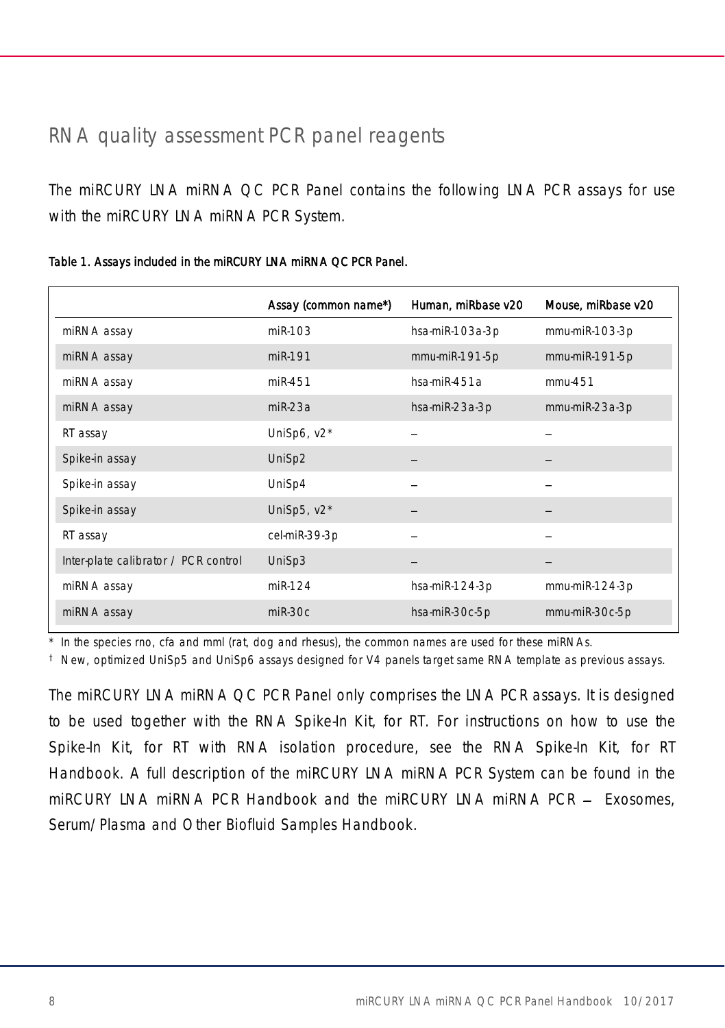## RNA quality assessment PCR panel reagents

The miRCURY LNA miRNA QC PCR Panel contains the following LNA PCR assays for use with the miRCURY LNA miRNA PCR System.

**Table 1. Assays included in the miRCURY LNA miRNA QC PCR Panel.**

| | Assay (common name*) | Human, miRbase v20 | Mouse, miRbase v20 |
|---|---|---|---|
| miRNA assay | miR-103 | hsa-miR-103a-3p | mmu-miR-103-3p |
| miRNA assay | miR-191 | mmu-miR-191-5p | mmu-miR-191-5p |
| miRNA assay | miR-451 | hsa-miR-451a | mmu-451 |
| miRNA assay | miR-23a | hsa-miR-23a-3p | mmu-miR-23a-3p |
| RT assay | UniSp6, v2* | – | – |
| Spike-in assay | UniSp2 | – | – |
| Spike-in assay | UniSp4 | – | – |
| Spike-in assay | UniSp5, v2* | – | – |
| RT assay | cel-miR-39-3p | – | – |
| Inter-plate calibrator / PCR control | UniSp3 | – | – |
| miRNA assay | miR-124 | hsa-miR-124-3p | mmu-miR-124-3p |
| miRNA assay | miR-30c | hsa-miR-30c-5p | mmu-miR-30c-5p |

\* In the species rno, cfa and mml (rat, dog and rhesus), the common names are used for these miRNAs.

† New, optimized UniSp5 and UniSp6 assays designed for V4 panels target same RNA template as previous assays.

The miRCURY LNA miRNA QC PCR Panel only comprises the LNA PCR assays. It is designed to be used together with the RNA Spike-In Kit, for RT. For instructions on how to use the Spike-In Kit, for RT with RNA isolation procedure, see the RNA Spike-In Kit, for RT Handbook. A full description of the miRCURY LNA miRNA PCR System can be found in the miRCURY LNA miRNA PCR Handbook and the miRCURY LNA miRNA PCR – Exosomes, Serum/Plasma and Other Biofluid Samples Handbook.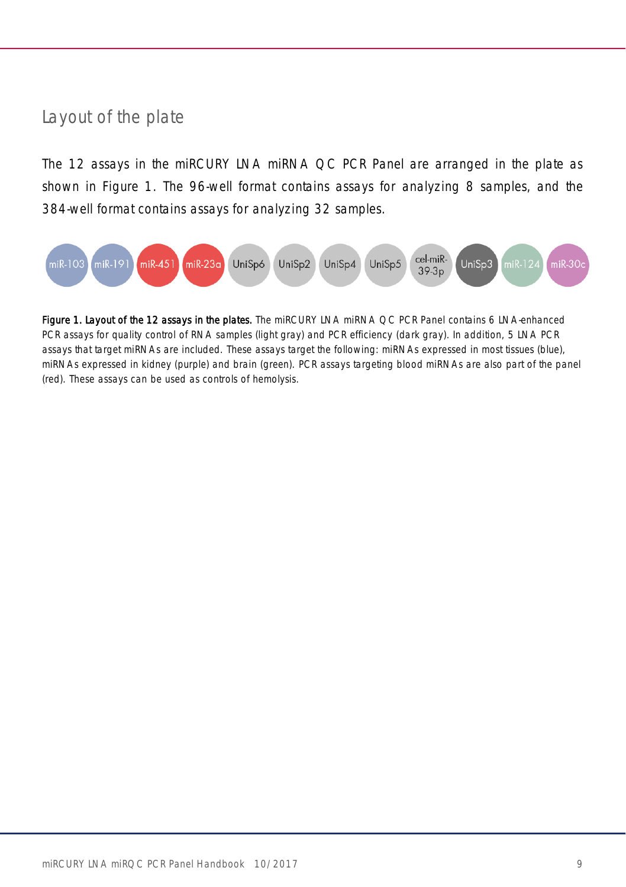## Layout of the plate

The 12 assays in the miRCURY LNA miRNA QC PCR Panel are arranged in the plate as shown in Figure 1. The 96-well format contains assays for analyzing 8 samples, and the 384-well format contains assays for analyzing 32 samples.

| miR-103 | miR-191 | miR-451 | miR-23a | UniSp6 | UniSp2 | UniSp4 | UniSp5 | cel-miR-39-3p | UniSp3 | miR-124 | miR-30c |
|---|---|---|---|---|---|---|---|---|---|---|---|

**Figure 1. Layout of the 12 assays in the plates.** The miRCURY LNA miRNA QC PCR Panel contains 6 LNA-enhanced PCR assays for quality control of RNA samples (light gray) and PCR efficiency (dark gray). In addition, 5 LNA PCR assays that target miRNAs are included. These assays target the following: miRNAs expressed in most tissues (blue), miRNAs expressed in kidney (purple) and brain (green). PCR assays targeting blood miRNAs are also part of the panel (red). These assays can be used as controls of hemolysis.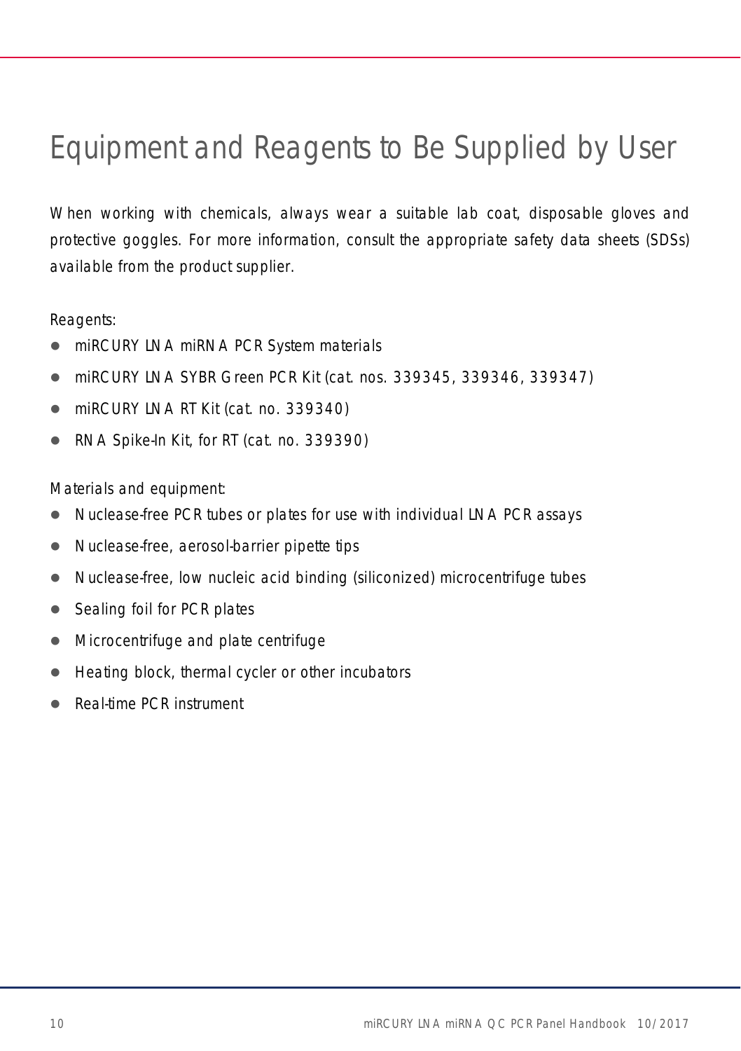# Equipment and Reagents to Be Supplied by User

When working with chemicals, always wear a suitable lab coat, disposable gloves and protective goggles. For more information, consult the appropriate safety data sheets (SDSs) available from the product supplier.

Reagents:

- miRCURY LNA miRNA PCR System materials
- miRCURY LNA SYBR Green PCR Kit (cat. nos. 339345, 339346, 339347)
- miRCURY LNA RT Kit (cat. no. 339340)
- RNA Spike-In Kit, for RT (cat. no. 339390)

Materials and equipment:

- Nuclease-free PCR tubes or plates for use with individual LNA PCR assays
- Nuclease-free, aerosol-barrier pipette tips
- Nuclease-free, low nucleic acid binding (siliconized) microcentrifuge tubes
- Sealing foil for PCR plates
- Microcentrifuge and plate centrifuge
- Heating block, thermal cycler or other incubators
- Real-time PCR instrument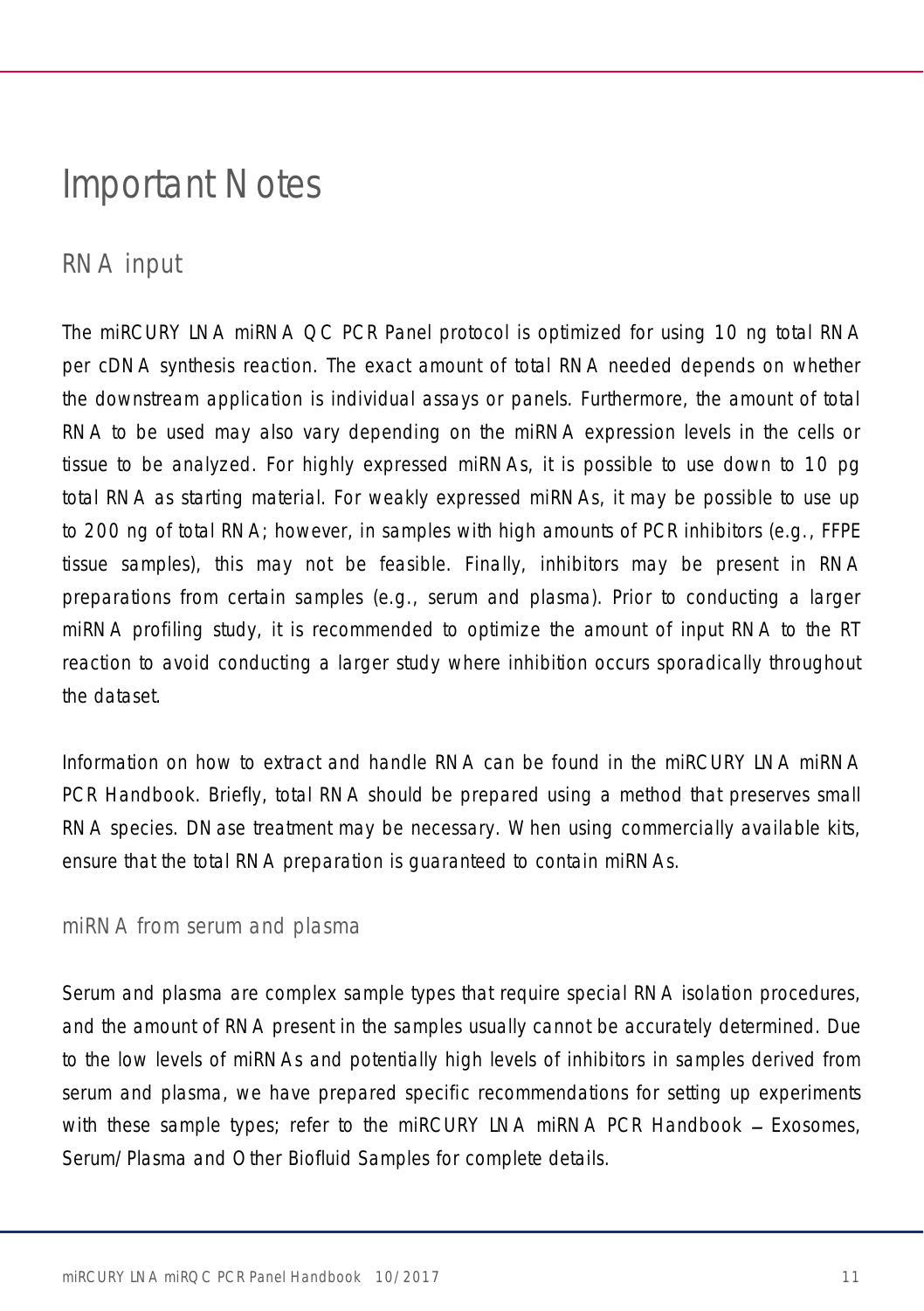# Important Notes

## RNA input

The miRCURY LNA miRNA QC PCR Panel protocol is optimized for using 10 ng total RNA per cDNA synthesis reaction. The exact amount of total RNA needed depends on whether the downstream application is individual assays or panels. Furthermore, the amount of total RNA to be used may also vary depending on the miRNA expression levels in the cells or tissue to be analyzed. For highly expressed miRNAs, it is possible to use down to 10 pg total RNA as starting material. For weakly expressed miRNAs, it may be possible to use up to 200 ng of total RNA; however, in samples with high amounts of PCR inhibitors (e.g., FFPE tissue samples), this may not be feasible. Finally, inhibitors may be present in RNA preparations from certain samples (e.g., serum and plasma). Prior to conducting a larger miRNA profiling study, it is recommended to optimize the amount of input RNA to the RT reaction to avoid conducting a larger study where inhibition occurs sporadically throughout the dataset.

Information on how to extract and handle RNA can be found in the miRCURY LNA miRNA PCR Handbook. Briefly, total RNA should be prepared using a method that preserves small RNA species. DNase treatment may be necessary. When using commercially available kits, ensure that the total RNA preparation is guaranteed to contain miRNAs.

### miRNA from serum and plasma

Serum and plasma are complex sample types that require special RNA isolation procedures, and the amount of RNA present in the samples usually cannot be accurately determined. Due to the low levels of miRNAs and potentially high levels of inhibitors in samples derived from serum and plasma, we have prepared specific recommendations for setting up experiments with these sample types; refer to the miRCURY LNA miRNA PCR Handbook – Exosomes, Serum/Plasma and Other Biofluid Samples for complete details.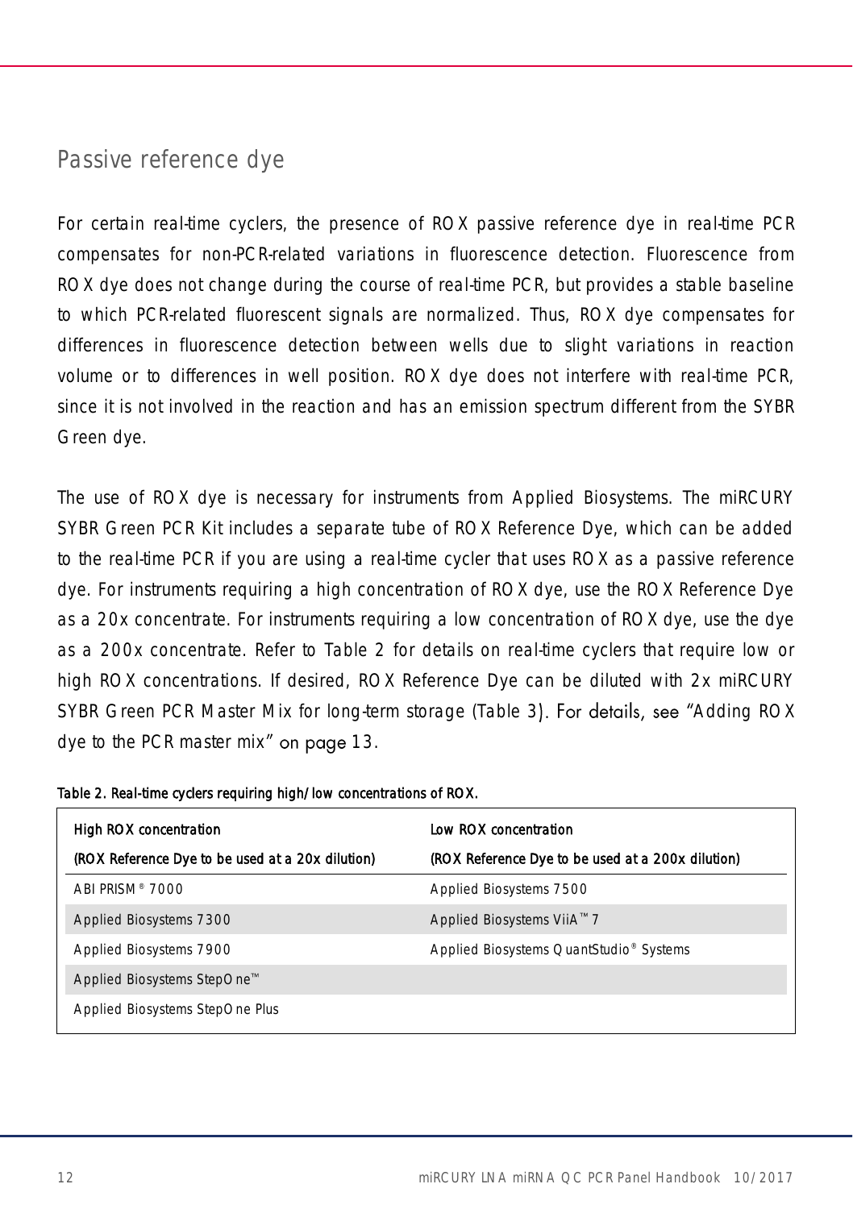## Passive reference dye

For certain real-time cyclers, the presence of ROX passive reference dye in real-time PCR compensates for non-PCR-related variations in fluorescence detection. Fluorescence from ROX dye does not change during the course of real-time PCR, but provides a stable baseline to which PCR-related fluorescent signals are normalized. Thus, ROX dye compensates for differences in fluorescence detection between wells due to slight variations in reaction volume or to differences in well position. ROX dye does not interfere with real-time PCR, since it is not involved in the reaction and has an emission spectrum different from the SYBR Green dye.

The use of ROX dye is necessary for instruments from Applied Biosystems. The miRCURY SYBR Green PCR Kit includes a separate tube of ROX Reference Dye, which can be added to the real-time PCR if you are using a real-time cycler that uses ROX as a passive reference dye. For instruments requiring a high concentration of ROX dye, use the ROX Reference Dye as a 20x concentrate. For instruments requiring a low concentration of ROX dye, use the dye as a 200x concentrate. Refer to Table 2 for details on real-time cyclers that require low or high ROX concentrations. If desired, ROX Reference Dye can be diluted with 2x miRCURY SYBR Green PCR Master Mix for long-term storage (Table 3). For details, see "Adding ROX dye to the PCR master mix" on page 13.

**Table 2. Real-time cyclers requiring high/low concentrations of ROX.**

| High ROX concentration (ROX Reference Dye to be used at a 20x dilution) | Low ROX concentration (ROX Reference Dye to be used at a 200x dilution) |
|---|---|
| ABI PRISM® 7000 | Applied Biosystems 7500 |
| Applied Biosystems 7300 | Applied Biosystems ViiA™ 7 |
| Applied Biosystems 7900 | Applied Biosystems QuantStudio® Systems |
| Applied Biosystems StepOne™ | |
| Applied Biosystems StepOne Plus | |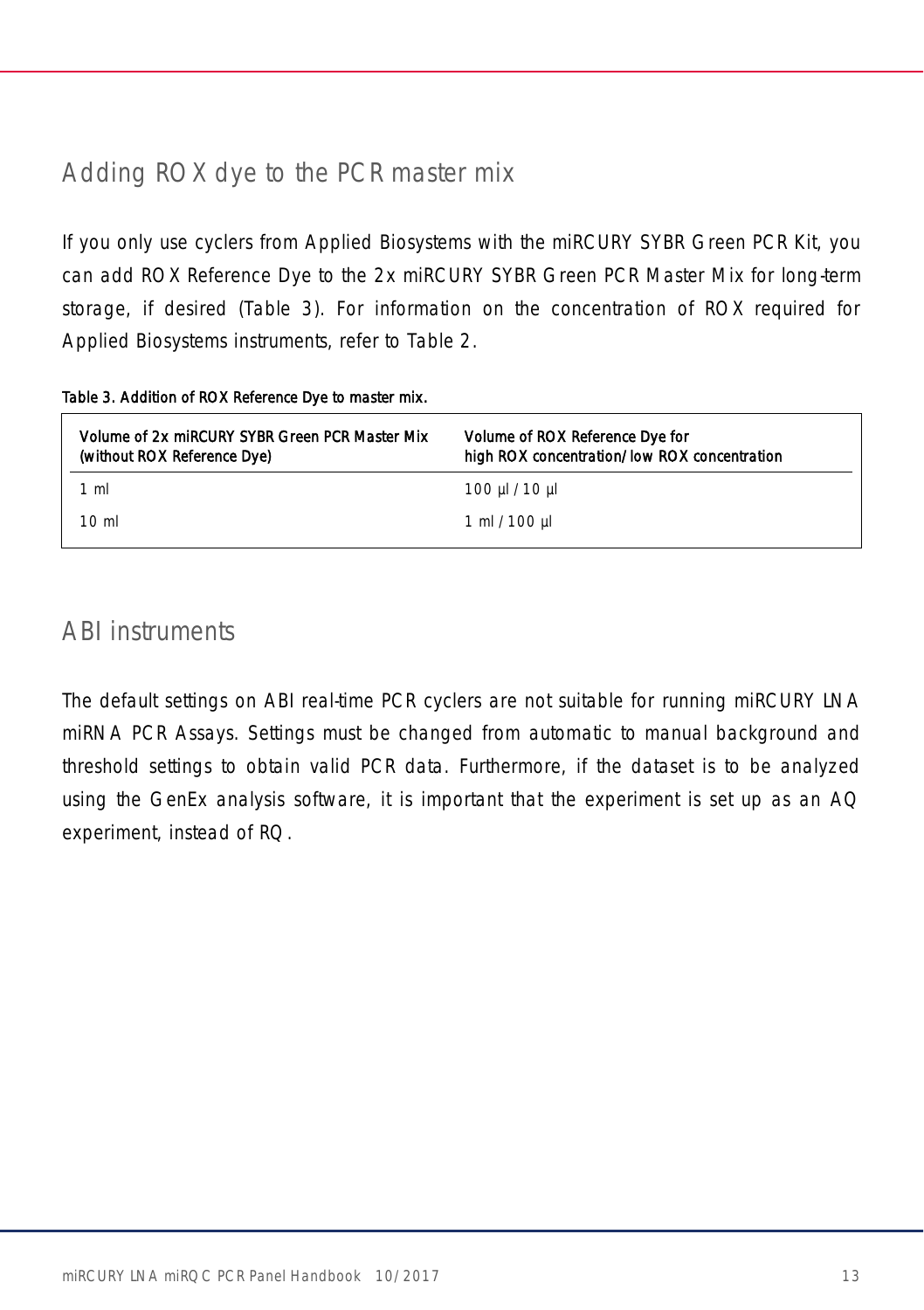## Adding ROX dye to the PCR master mix

If you only use cyclers from Applied Biosystems with the miRCURY SYBR Green PCR Kit, you can add ROX Reference Dye to the 2x miRCURY SYBR Green PCR Master Mix for long-term storage, if desired (Table 3). For information on the concentration of ROX required for Applied Biosystems instruments, refer to Table 2.

**Table 3. Addition of ROX Reference Dye to master mix.**

| Volume of 2x miRCURY SYBR Green PCR Master Mix (without ROX Reference Dye) | Volume of ROX Reference Dye for high ROX concentration/low ROX concentration |
|---|---|
| 1 ml | 100 µl / 10 µl |
| 10 ml | 1 ml / 100 µl |

## ABI instruments

The default settings on ABI real-time PCR cyclers are not suitable for running miRCURY LNA miRNA PCR Assays. Settings must be changed from automatic to manual background and threshold settings to obtain valid PCR data. Furthermore, if the dataset is to be analyzed using the GenEx analysis software, it is important that the experiment is set up as an AQ experiment, instead of RQ.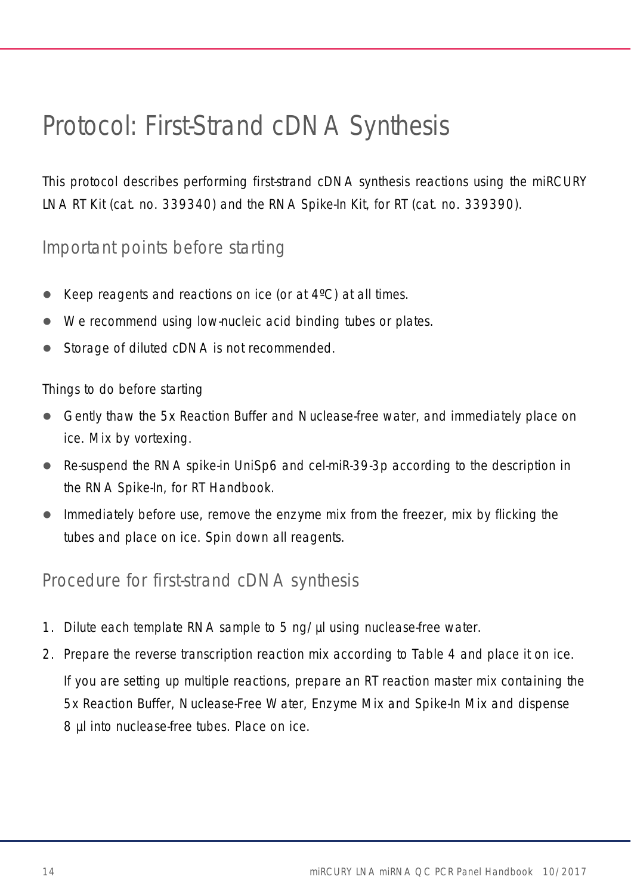# Protocol: First-Strand cDNA Synthesis

This protocol describes performing first-strand cDNA synthesis reactions using the miRCURY LNA RT Kit (cat. no. 339340) and the RNA Spike-In Kit, for RT (cat. no. 339390).

## Important points before starting

- Keep reagents and reactions on ice (or at 4ºC) at all times.
- We recommend using low-nucleic acid binding tubes or plates.
- Storage of diluted cDNA is not recommended.

### Things to do before starting

- Gently thaw the 5x Reaction Buffer and Nuclease-free water, and immediately place on ice. Mix by vortexing.
- Re-suspend the RNA spike-in UniSp6 and cel-miR-39-3p according to the description in the RNA Spike-In, for RT Handbook.
- Immediately before use, remove the enzyme mix from the freezer, mix by flicking the tubes and place on ice. Spin down all reagents.

## Procedure for first-strand cDNA synthesis

1. Dilute each template RNA sample to 5 ng/µl using nuclease-free water.
2. Prepare the reverse transcription reaction mix according to Table 4 and place it on ice.

   If you are setting up multiple reactions, prepare an RT reaction master mix containing the 5x Reaction Buffer, Nuclease-Free Water, Enzyme Mix and Spike-In Mix and dispense 8 µl into nuclease-free tubes. Place on ice.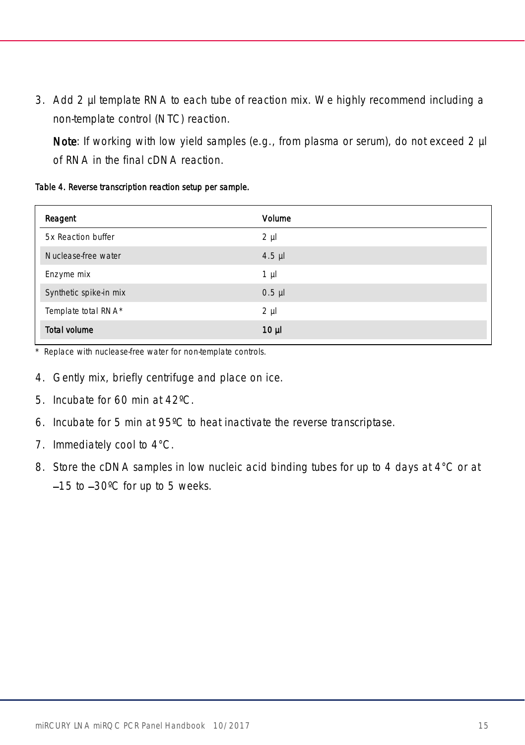3. Add 2 µl template RNA to each tube of reaction mix. We highly recommend including a non-template control (NTC) reaction.

   **Note**: If working with low yield samples (e.g., from plasma or serum), do not exceed 2 µl of RNA in the final cDNA reaction.

**Table 4. Reverse transcription reaction setup per sample.**

| Reagent | Volume |
|---|---|
| 5x Reaction buffer | 2 µl |
| Nuclease-free water | 4.5 µl |
| Enzyme mix | 1 µl |
| Synthetic spike-in mix | 0.5 µl |
| Template total RNA* | 2 µl |
| **Total volume** | **10 µl** |

\* Replace with nuclease-free water for non-template controls.

4. Gently mix, briefly centrifuge and place on ice.
5. Incubate for 60 min at 42ºC.
6. Incubate for 5 min at 95ºC to heat inactivate the reverse transcriptase.
7. Immediately cool to 4°C.
8. Store the cDNA samples in low nucleic acid binding tubes for up to 4 days at 4°C or at –15 to –30ºC for up to 5 weeks.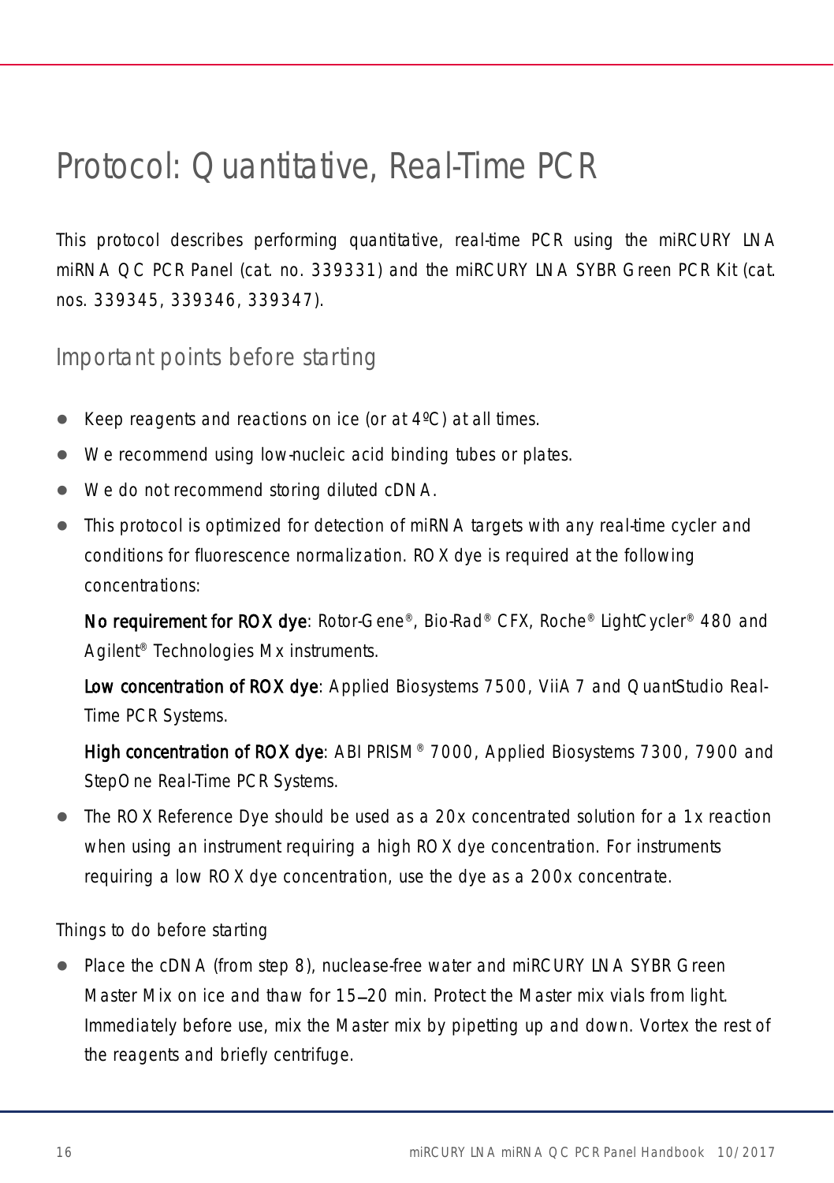# Protocol: Quantitative, Real-Time PCR

This protocol describes performing quantitative, real-time PCR using the miRCURY LNA miRNA QC PCR Panel (cat. no. 339331) and the miRCURY LNA SYBR Green PCR Kit (cat. nos. 339345, 339346, 339347).

## Important points before starting

- Keep reagents and reactions on ice (or at 4ºC) at all times.
- We recommend using low-nucleic acid binding tubes or plates.
- We do not recommend storing diluted cDNA.
- This protocol is optimized for detection of miRNA targets with any real-time cycler and conditions for fluorescence normalization. ROX dye is required at the following concentrations:

  **No requirement for ROX dye**: Rotor-Gene®, Bio-Rad® CFX, Roche® LightCycler® 480 and Agilent® Technologies Mx instruments.

  **Low concentration of ROX dye**: Applied Biosystems 7500, ViiA 7 and QuantStudio Real-Time PCR Systems.

  **High concentration of ROX dye**: ABI PRISM® 7000, Applied Biosystems 7300, 7900 and StepOne Real-Time PCR Systems.

- The ROX Reference Dye should be used as a 20x concentrated solution for a 1x reaction when using an instrument requiring a high ROX dye concentration. For instruments requiring a low ROX dye concentration, use the dye as a 200x concentrate.

### Things to do before starting

- Place the cDNA (from step 8), nuclease-free water and miRCURY LNA SYBR Green Master Mix on ice and thaw for 15–20 min. Protect the Master mix vials from light. Immediately before use, mix the Master mix by pipetting up and down. Vortex the rest of the reagents and briefly centrifuge.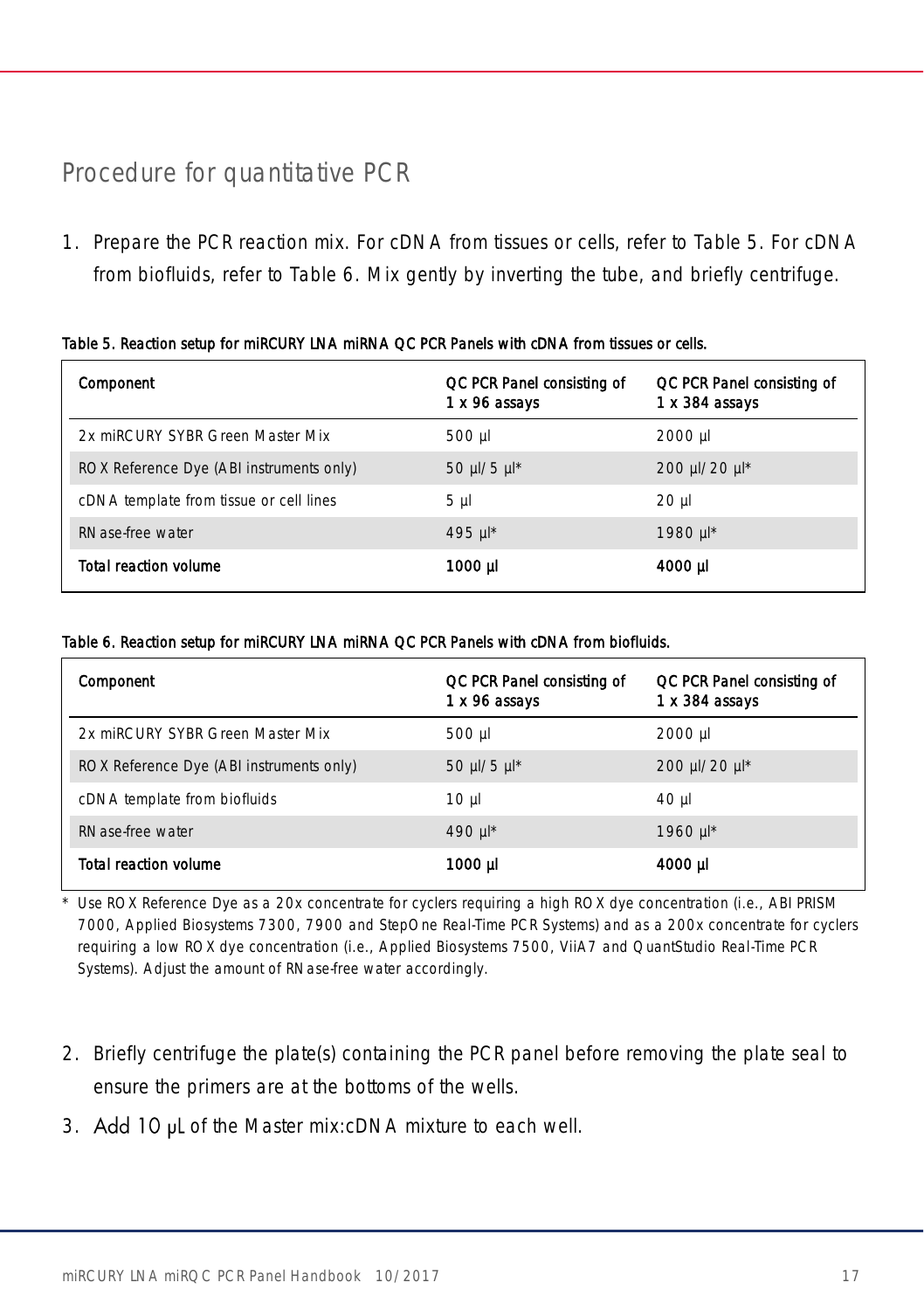## Procedure for quantitative PCR

1. Prepare the PCR reaction mix. For cDNA from tissues or cells, refer to Table 5. For cDNA from biofluids, refer to Table 6. Mix gently by inverting the tube, and briefly centrifuge.

**Table 5. Reaction setup for miRCURY LNA miRNA QC PCR Panels with cDNA from tissues or cells.**

| Component | QC PCR Panel consisting of 1 x 96 assays | QC PCR Panel consisting of 1 x 384 assays |
|---|---|---|
| 2x miRCURY SYBR Green Master Mix | 500 µl | 2000 µl |
| ROX Reference Dye (ABI instruments only) | 50 µl/5 µl* | 200 µl/20 µl* |
| cDNA template from tissue or cell lines | 5 µl | 20 µl |
| RNase-free water | 495 µl* | 1980 µl* |
| **Total reaction volume** | **1000 µl** | **4000 µl** |

**Table 6. Reaction setup for miRCURY LNA miRNA QC PCR Panels with cDNA from biofluids.**

| Component | QC PCR Panel consisting of 1 x 96 assays | QC PCR Panel consisting of 1 x 384 assays |
|---|---|---|
| 2x miRCURY SYBR Green Master Mix | 500 µl | 2000 µl |
| ROX Reference Dye (ABI instruments only) | 50 µl/5 µl* | 200 µl/20 µl* |
| cDNA template from biofluids | 10 µl | 40 µl |
| RNase-free water | 490 µl* | 1960 µl* |
| **Total reaction volume** | **1000 µl** | **4000 µl** |

\* Use ROX Reference Dye as a 20x concentrate for cyclers requiring a high ROX dye concentration (i.e., ABI PRISM 7000, Applied Biosystems 7300, 7900 and StepOne Real-Time PCR Systems) and as a 200x concentrate for cyclers requiring a low ROX dye concentration (i.e., Applied Biosystems 7500, ViiA7 and QuantStudio Real-Time PCR Systems). Adjust the amount of RNase-free water accordingly.

2. Briefly centrifuge the plate(s) containing the PCR panel before removing the plate seal to ensure the primers are at the bottoms of the wells.
3. Add 10 µL of the Master mix:cDNA mixture to each well.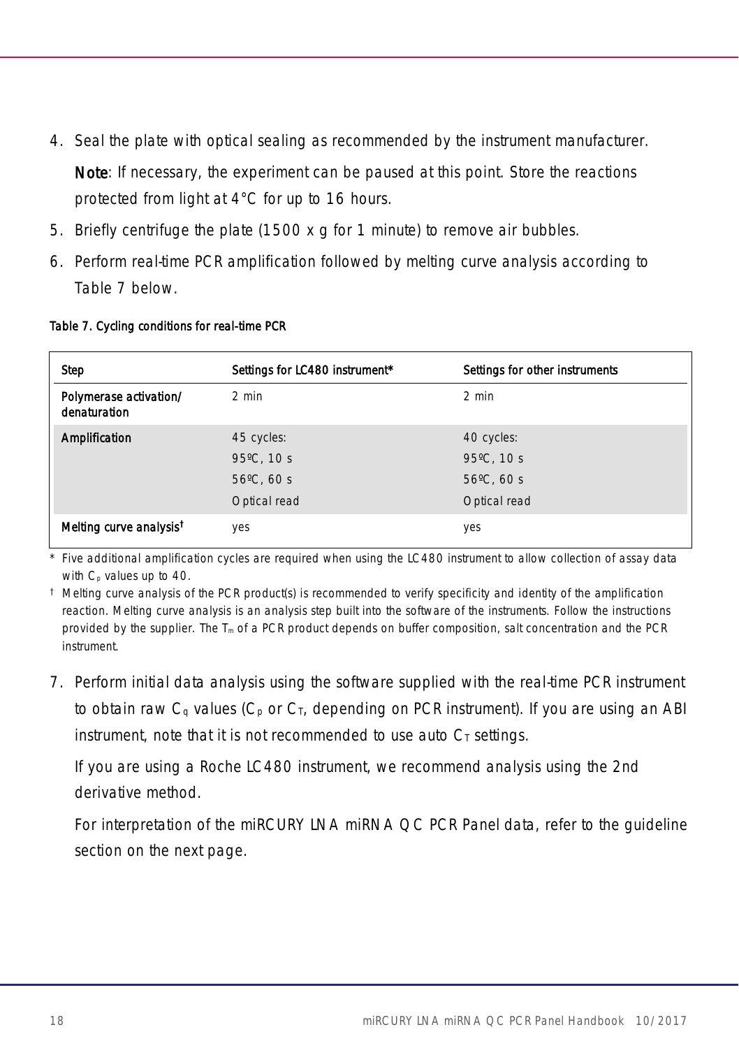4. Seal the plate with optical sealing as recommended by the instrument manufacturer.

   **Note**: If necessary, the experiment can be paused at this point. Store the reactions protected from light at 4°C for up to 16 hours.

5. Briefly centrifuge the plate (1500 x g for 1 minute) to remove air bubbles.
6. Perform real-time PCR amplification followed by melting curve analysis according to Table 7 below.

**Table 7. Cycling conditions for real-time PCR**

| Step | Settings for LC480 instrument* | Settings for other instruments |
|---|---|---|
| Polymerase activation/ denaturation | 2 min | 2 min |
| Amplification | 45 cycles:<br>95ºC, 10 s<br>56ºC, 60 s<br>Optical read | 40 cycles:<br>95ºC, 10 s<br>56ºC, 60 s<br>Optical read |
| Melting curve analysis† | yes | yes |

\* Five additional amplification cycles are required when using the LC480 instrument to allow collection of assay data with $C_p$ values up to 40.

† Melting curve analysis of the PCR product(s) is recommended to verify specificity and identity of the amplification reaction. Melting curve analysis is an analysis step built into the software of the instruments. Follow the instructions provided by the supplier. The $T_m$ of a PCR product depends on buffer composition, salt concentration and the PCR instrument.

7. Perform initial data analysis using the software supplied with the real-time PCR instrument to obtain raw $C_q$ values ($C_p$ or $C_T$, depending on PCR instrument). If you are using an ABI instrument, note that it is not recommended to use auto $C_T$ settings.

   If you are using a Roche LC480 instrument, we recommend analysis using the 2nd derivative method.

   For interpretation of the miRCURY LNA miRNA QC PCR Panel data, refer to the guideline section on the next page.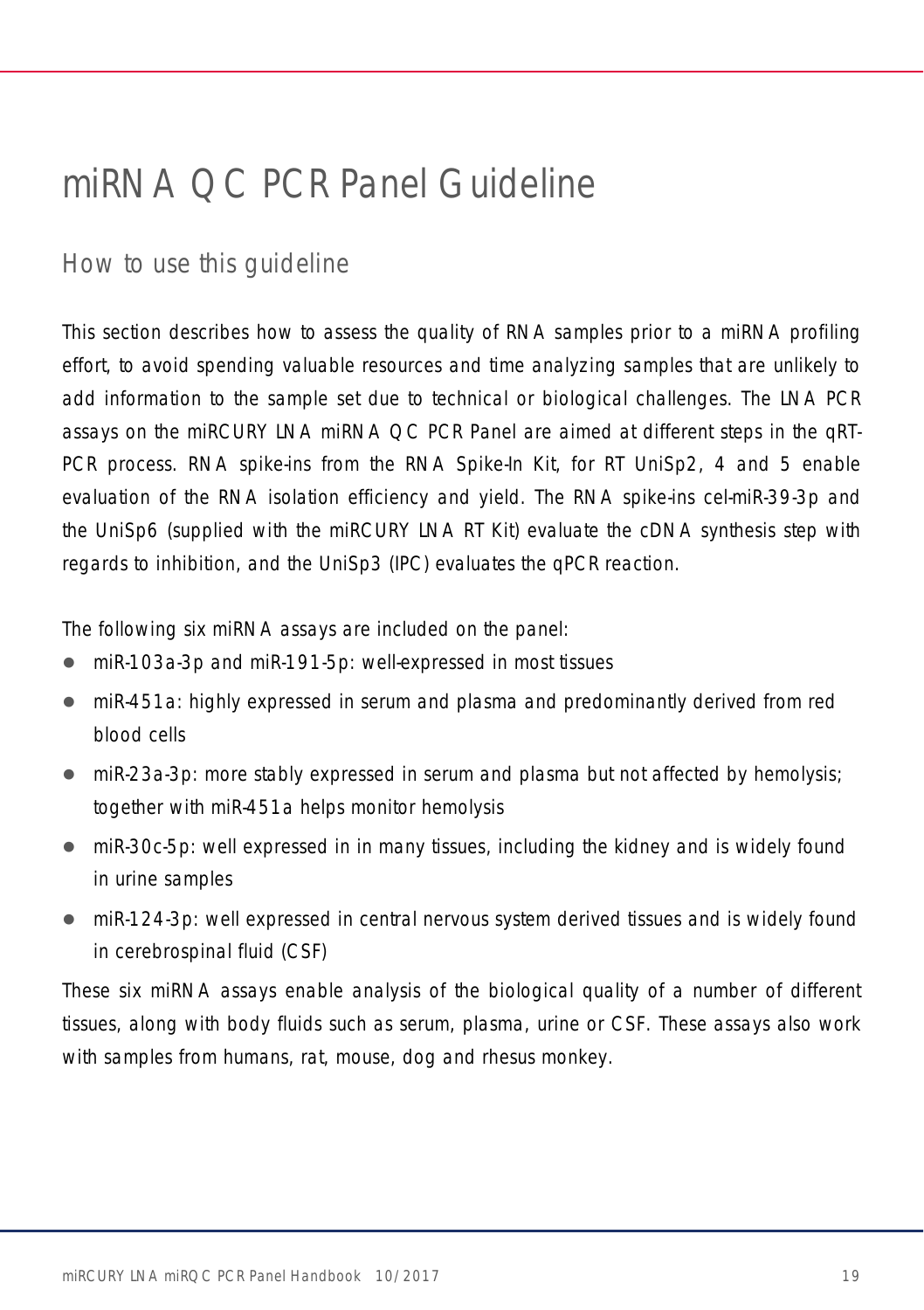# miRNA QC PCR Panel Guideline

## How to use this guideline

This section describes how to assess the quality of RNA samples prior to a miRNA profiling effort, to avoid spending valuable resources and time analyzing samples that are unlikely to add information to the sample set due to technical or biological challenges. The LNA PCR assays on the miRCURY LNA miRNA QC PCR Panel are aimed at different steps in the qRT-PCR process. RNA spike-ins from the RNA Spike-In Kit, for RT UniSp2, 4 and 5 enable evaluation of the RNA isolation efficiency and yield. The RNA spike-ins cel-miR-39-3p and the UniSp6 (supplied with the miRCURY LNA RT Kit) evaluate the cDNA synthesis step with regards to inhibition, and the UniSp3 (IPC) evaluates the qPCR reaction.

The following six miRNA assays are included on the panel:

- miR-103a-3p and miR-191-5p: well-expressed in most tissues
- miR-451a: highly expressed in serum and plasma and predominantly derived from red blood cells
- miR-23a-3p: more stably expressed in serum and plasma but not affected by hemolysis; together with miR-451a helps monitor hemolysis
- miR-30c-5p: well expressed in in many tissues, including the kidney and is widely found in urine samples
- miR-124-3p: well expressed in central nervous system derived tissues and is widely found in cerebrospinal fluid (CSF)

These six miRNA assays enable analysis of the biological quality of a number of different tissues, along with body fluids such as serum, plasma, urine or CSF. These assays also work with samples from humans, rat, mouse, dog and rhesus monkey.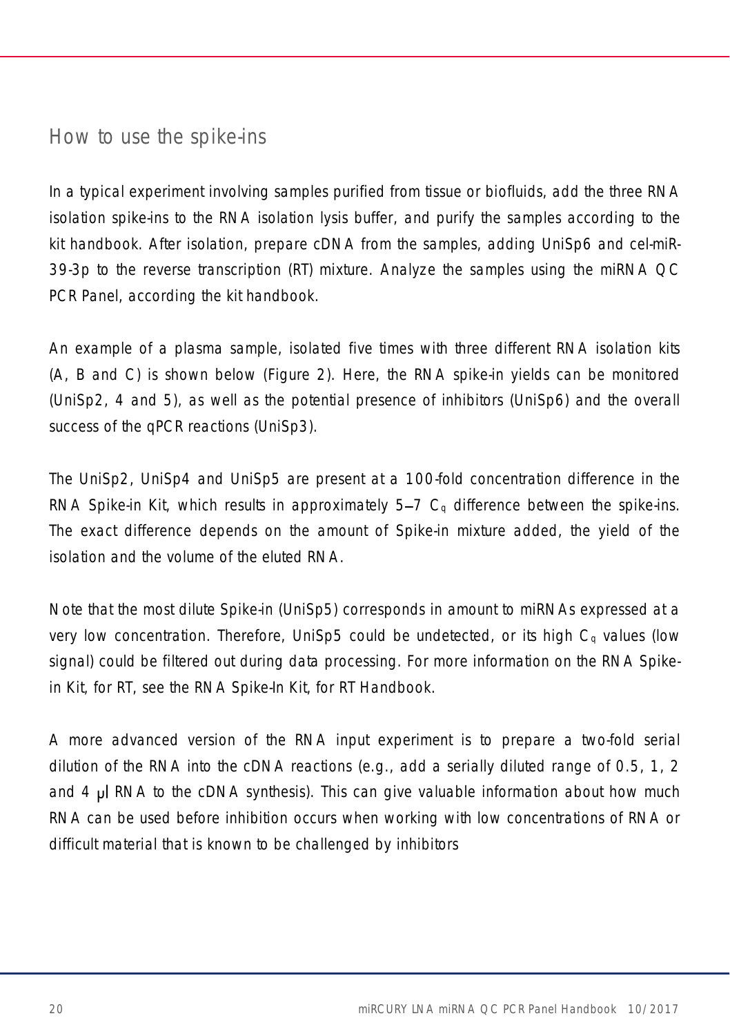## How to use the spike-ins

In a typical experiment involving samples purified from tissue or biofluids, add the three RNA isolation spike-ins to the RNA isolation lysis buffer, and purify the samples according to the kit handbook. After isolation, prepare cDNA from the samples, adding UniSp6 and cel-miR-39-3p to the reverse transcription (RT) mixture. Analyze the samples using the miRNA QC PCR Panel, according the kit handbook.

An example of a plasma sample, isolated five times with three different RNA isolation kits (A, B and C) is shown below (Figure 2). Here, the RNA spike-in yields can be monitored (UniSp2, 4 and 5), as well as the potential presence of inhibitors (UniSp6) and the overall success of the qPCR reactions (UniSp3).

The UniSp2, UniSp4 and UniSp5 are present at a 100-fold concentration difference in the RNA Spike-in Kit, which results in approximately 5–7 $C_q$ difference between the spike-ins. The exact difference depends on the amount of Spike-in mixture added, the yield of the isolation and the volume of the eluted RNA.

Note that the most dilute Spike-in (UniSp5) corresponds in amount to miRNAs expressed at a very low concentration. Therefore, UniSp5 could be undetected, or its high $C_q$ values (low signal) could be filtered out during data processing. For more information on the RNA Spike-in Kit, for RT, see the RNA Spike-In Kit, for RT Handbook.

A more advanced version of the RNA input experiment is to prepare a two-fold serial dilution of the RNA into the cDNA reactions (e.g., add a serially diluted range of 0.5, 1, 2 and 4 µl RNA to the cDNA synthesis). This can give valuable information about how much RNA can be used before inhibition occurs when working with low concentrations of RNA or difficult material that is known to be challenged by inhibitors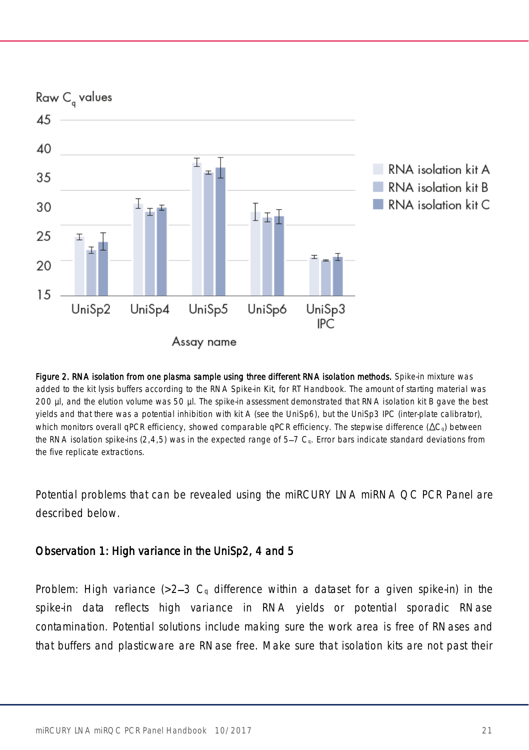Figure 2. RNA isolation from one plasma sample using three different RNA isolation methods. Spike-in mixture was added to the kit lysis buffers according to the RNA Spike-in Kit, for RT Handbook. The amount of starting material was 200 µl, and the elution volume was 50 µl. The spike-in assessment demonstrated that RNA isolation kit B gave the best yields and that there was a potential inhibition with kit A (see the UniSp6), but the UniSp3 IPC (inter-plate calibrator), which monitors overall qPCR efficiency, showed comparable qPCR efficiency. The stepwise difference ($\Delta C_q$) between the RNA isolation spike-ins (2,4,5) was in the expected range of 5–7 $C_q$. Error bars indicate standard deviations from the five replicate extractions.

Potential problems that can be revealed using the miRCURY LNA miRNA QC PCR Panel are described below.

### Observation 1: High variance in the UniSp2, 4 and 5

Problem: High variance (>2–3 $C_q$ difference within a dataset for a given spike-in) in the spike-in data reflects high variance in RNA yields or potential sporadic RNase contamination. Potential solutions include making sure the work area is free of RNases and that buffers and plasticware are RNase free. Make sure that isolation kits are not past their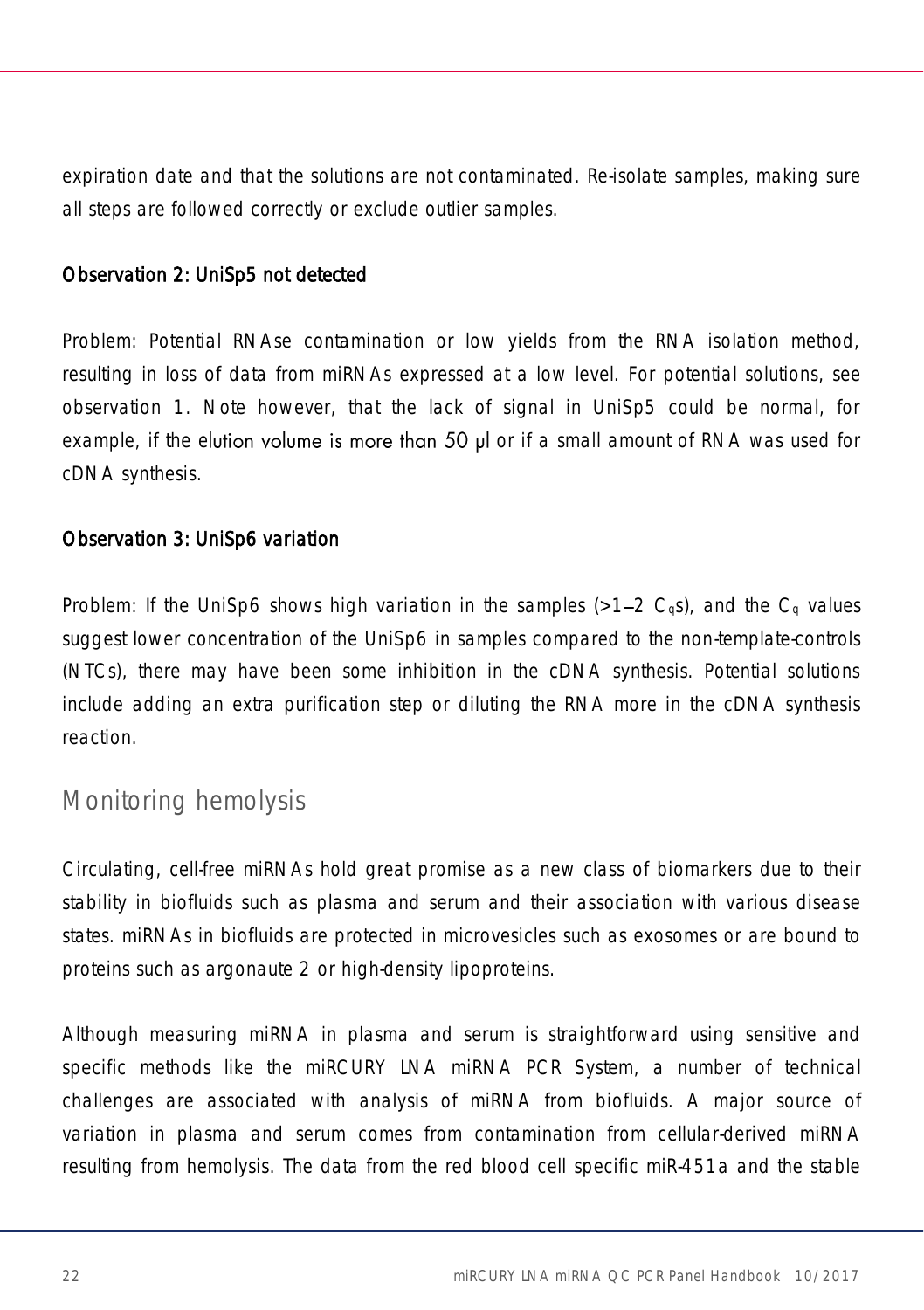expiration date and that the solutions are not contaminated. Re-isolate samples, making sure all steps are followed correctly or exclude outlier samples.

### Observation 2: UniSp5 not detected

Problem: Potential RNAse contamination or low yields from the RNA isolation method, resulting in loss of data from miRNAs expressed at a low level. For potential solutions, see observation 1. Note however, that the lack of signal in UniSp5 could be normal, for example, if the elution volume is more than 50 µl or if a small amount of RNA was used for cDNA synthesis.

### Observation 3: UniSp6 variation

Problem: If the UniSp6 shows high variation in the samples (>1–2 $C_q$s), and the $C_q$ values suggest lower concentration of the UniSp6 in samples compared to the non-template-controls (NTCs), there may have been some inhibition in the cDNA synthesis. Potential solutions include adding an extra purification step or diluting the RNA more in the cDNA synthesis reaction.

## Monitoring hemolysis

Circulating, cell-free miRNAs hold great promise as a new class of biomarkers due to their stability in biofluids such as plasma and serum and their association with various disease states. miRNAs in biofluids are protected in microvesicles such as exosomes or are bound to proteins such as argonaute 2 or high-density lipoproteins.

Although measuring miRNA in plasma and serum is straightforward using sensitive and specific methods like the miRCURY LNA miRNA PCR System, a number of technical challenges are associated with analysis of miRNA from biofluids. A major source of variation in plasma and serum comes from contamination from cellular-derived miRNA resulting from hemolysis. The data from the red blood cell specific miR-451a and the stable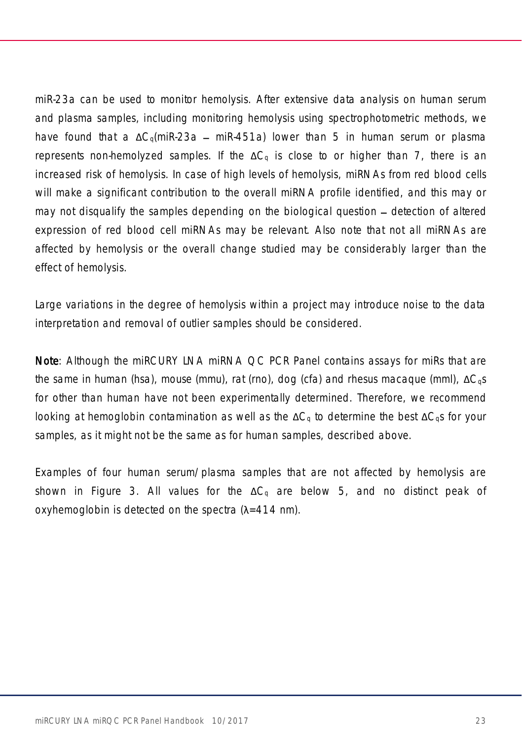miR-23a can be used to monitor hemolysis. After extensive data analysis on human serum and plasma samples, including monitoring hemolysis using spectrophotometric methods, we have found that a $\Delta C_q$(miR-23a – miR-451a) lower than 5 in human serum or plasma represents non-hemolyzed samples. If the $\Delta C_q$ is close to or higher than 7, there is an increased risk of hemolysis. In case of high levels of hemolysis, miRNAs from red blood cells will make a significant contribution to the overall miRNA profile identified, and this may or may not disqualify the samples depending on the biological question – detection of altered expression of red blood cell miRNAs may be relevant. Also note that not all miRNAs are affected by hemolysis or the overall change studied may be considerably larger than the effect of hemolysis.

Large variations in the degree of hemolysis within a project may introduce noise to the data interpretation and removal of outlier samples should be considered.

**Note**: Although the miRCURY LNA miRNA QC PCR Panel contains assays for miRs that are the same in human (hsa), mouse (mmu), rat (rno), dog (cfa) and rhesus macaque (mml), $\Delta C_q$s for other than human have not been experimentally determined. Therefore, we recommend looking at hemoglobin contamination as well as the $\Delta C_q$ to determine the best $\Delta C_q$s for your samples, as it might not be the same as for human samples, described above.

Examples of four human serum/plasma samples that are not affected by hemolysis are shown in Figure 3. All values for the $\Delta C_q$ are below 5, and no distinct peak of oxyhemoglobin is detected on the spectra ($\lambda$=414 nm).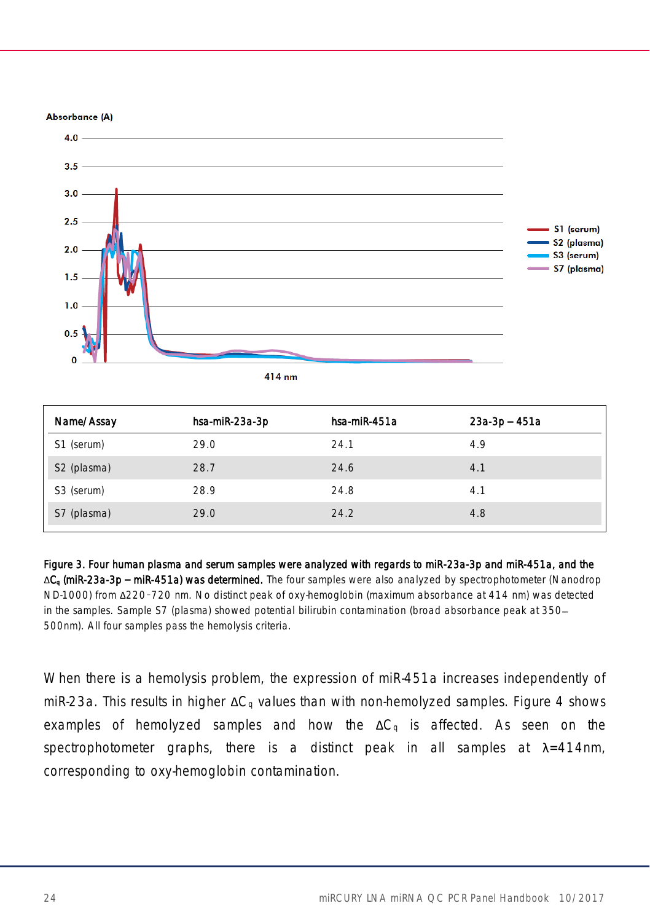| Name/Assay | hsa-miR-23a-3p | hsa-miR-451a | 23a-3p – 451a |
|---|---|---|---|
| S1 (serum) | 29.0 | 24.1 | 4.9 |
| S2 (plasma) | 28.7 | 24.6 | 4.1 |
| S3 (serum) | 28.9 | 24.8 | 4.1 |
| S7 (plasma) | 29.0 | 24.2 | 4.8 |

**Figure 3. Four human plasma and serum samples were analyzed with regards to miR-23a-3p and miR-451a, and the $\Delta C_q$ (miR-23a-3p – miR-451a) was determined.** The four samples were also analyzed by spectrophotometer (Nanodrop ND-1000) from Δ220–720 nm. No distinct peak of oxy-hemoglobin (maximum absorbance at 414 nm) was detected in the samples. Sample S7 (plasma) showed potential bilirubin contamination (broad absorbance peak at 350–500nm). All four samples pass the hemolysis criteria.

When there is a hemolysis problem, the expression of miR-451a increases independently of miR-23a. This results in higher $\Delta C_q$ values than with non-hemolyzed samples. Figure 4 shows examples of hemolyzed samples and how the $\Delta C_q$ is affected. As seen on the spectrophotometer graphs, there is a distinct peak in all samples at $\lambda$=414nm, corresponding to oxy-hemoglobin contamination.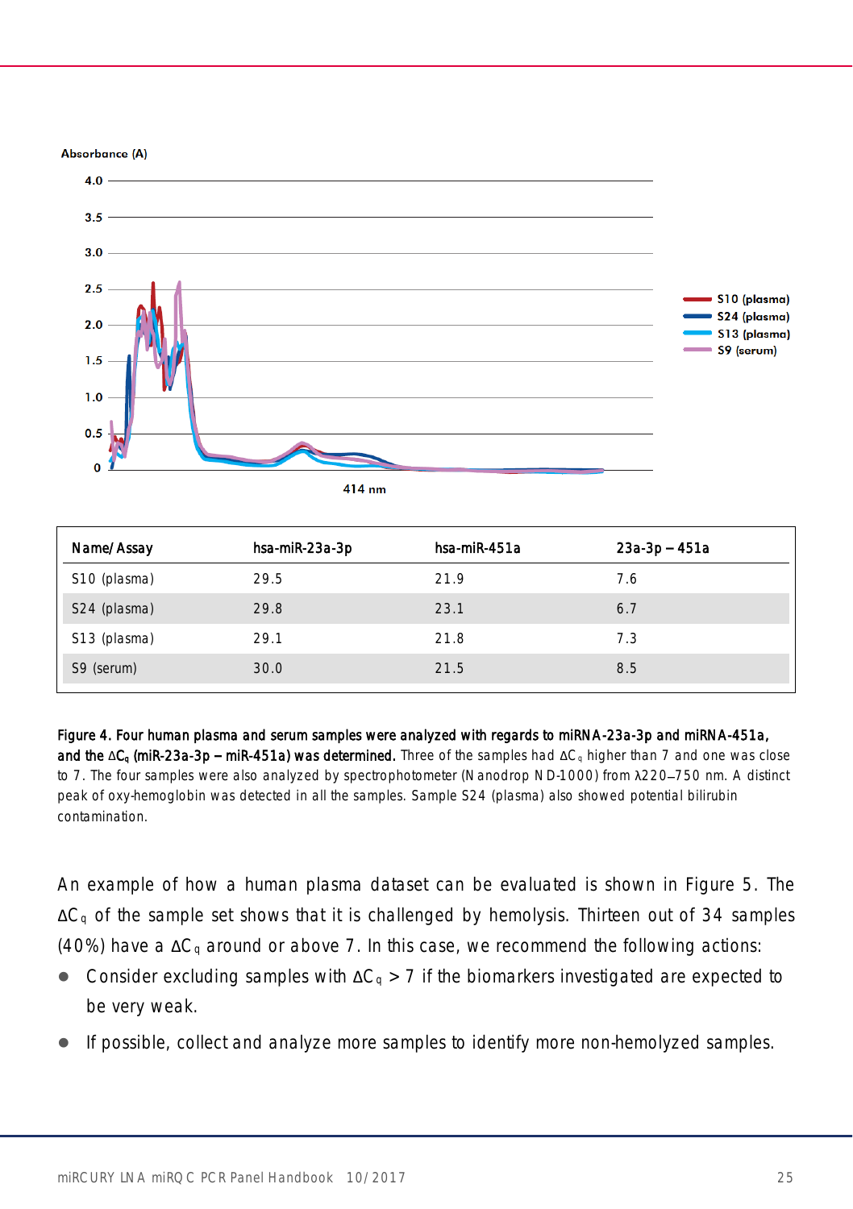| Name/Assay | hsa-miR-23a-3p | hsa-miR-451a | 23a-3p – 451a |
|---|---|---|---|
| S10 (plasma) | 29.5 | 21.9 | 7.6 |
| S24 (plasma) | 29.8 | 23.1 | 6.7 |
| S13 (plasma) | 29.1 | 21.8 | 7.3 |
| S9 (serum) | 30.0 | 21.5 | 8.5 |

**Figure 4. Four human plasma and serum samples were analyzed with regards to miRNA-23a-3p and miRNA-451a, and the $\Delta C_q$ (miR-23a-3p – miR-451a) was determined.** Three of the samples had $\Delta C_q$ higher than 7 and one was close to 7. The four samples were also analyzed by spectrophotometer (Nanodrop ND-1000) from λ220–750 nm. A distinct peak of oxy-hemoglobin was detected in all the samples. Sample S24 (plasma) also showed potential bilirubin contamination.

An example of how a human plasma dataset can be evaluated is shown in Figure 5. The $\Delta C_q$ of the sample set shows that it is challenged by hemolysis. Thirteen out of 34 samples (40%) have a $\Delta C_q$ around or above 7. In this case, we recommend the following actions:

- Consider excluding samples with $\Delta C_q > 7$ if the biomarkers investigated are expected to be very weak.
- If possible, collect and analyze more samples to identify more non-hemolyzed samples.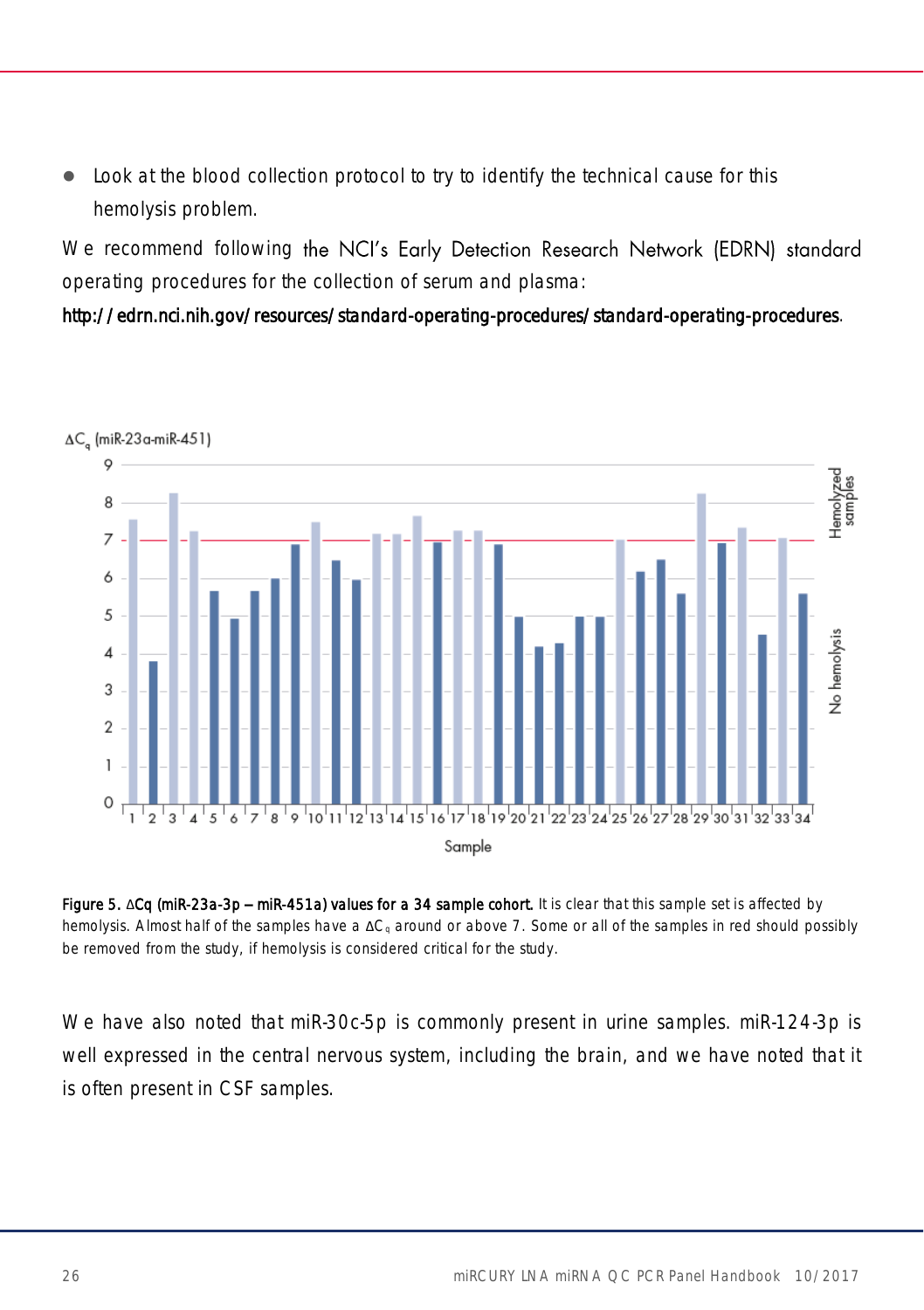- Look at the blood collection protocol to try to identify the technical cause for this hemolysis problem.

We recommend following the NCI's Early Detection Research Network (EDRN) standard operating procedures for the collection of serum and plasma: http://edrn.nci.nih.gov/resources/standard-operating-procedures/standard-operating-procedures.

**Figure 5. ΔCq (miR-23a-3p – miR-451a) values for a 34 sample cohort.** It is clear that this sample set is affected by hemolysis. Almost half of the samples have a $\Delta C_q$ around or above 7. Some or all of the samples in red should possibly be removed from the study, if hemolysis is considered critical for the study.

We have also noted that miR-30c-5p is commonly present in urine samples. miR-124-3p is well expressed in the central nervous system, including the brain, and we have noted that it is often present in CSF samples.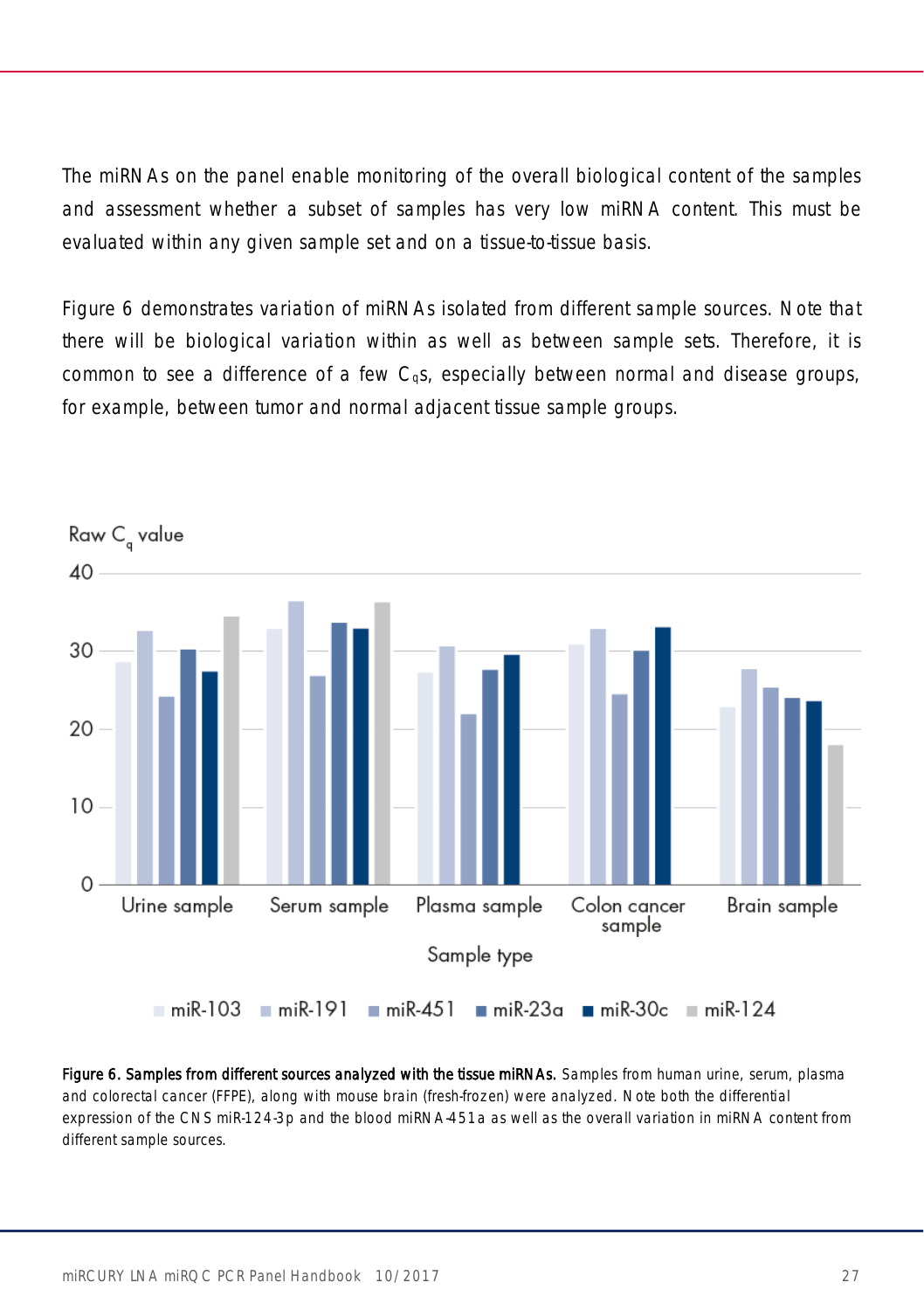The miRNAs on the panel enable monitoring of the overall biological content of the samples and assessment whether a subset of samples has very low miRNA content. This must be evaluated within any given sample set and on a tissue-to-tissue basis.

Figure 6 demonstrates variation of miRNAs isolated from different sample sources. Note that there will be biological variation within as well as between sample sets. Therefore, it is common to see a difference of a few $C_q$s, especially between normal and disease groups, for example, between tumor and normal adjacent tissue sample groups.

**Figure 6. Samples from different sources analyzed with the tissue miRNAs.** Samples from human urine, serum, plasma and colorectal cancer (FFPE), along with mouse brain (fresh-frozen) were analyzed. Note both the differential expression of the CNS miR-124-3p and the blood miRNA-451a as well as the overall variation in miRNA content from different sample sources.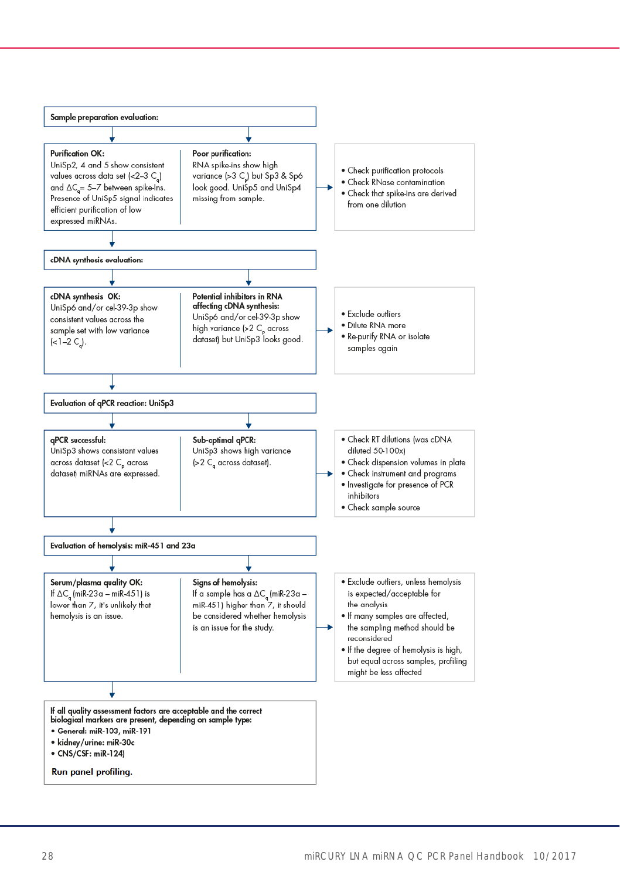**Sample preparation evaluation:**

**Purification OK:**
UniSp2, 4 and 5 show consistent values across data set (<2–3 $C_q$) and $\Delta C_q$ = 5–7 between spike-Ins. Presence of UniSp5 signal indicates efficient purification of low expressed miRNAs.

**Poor purification:**
RNA spike-ins show high variance (>3 $C_p$) but Sp3 & Sp6 look good. UniSp5 and UniSp4 missing from sample.

- Check purification protocols
- Check RNase contamination
- Check that spike-ins are derived from one dilution

**cDNA synthesis evaluation:**

**cDNA synthesis OK:**
UniSp6 and/or cel-39-3p show consistent values across the sample set with low variance (<1–2 $C_q$).

**Potential inhibitors in RNA affecting cDNA synthesis:**
UniSp6 and/or cel-39-3p show high variance (>2 $C_p$ across dataset) but UniSp3 looks good.

- Exclude outliers
- Dilute RNA more
- Re-purify RNA or isolate samples again

**Evaluation of qPCR reaction: UniSp3**

**qPCR successful:**
UniSp3 shows consistant values across dataset (<2 $C_p$ across dataset) miRNAs are expressed.

**Sub-optimal qPCR:**
UniSp3 shows high variance (>2 $C_q$ across dataset).

- Check RT dilutions (was cDNA diluted 50-100x)
- Check dispension volumes in plate
- Check instrument and programs
- Investigate for presence of PCR inhibitors
- Check sample source

**Evaluation of hemolysis: miR-451 and 23a**

**Serum/plasma quality OK:**
If $\Delta C_q$ (miR-23a – miR-451) is lower than 7, it's unlikely that hemolysis is an issue.

**Signs of hemolysis:**
If a sample has a $\Delta C_q$ (miR-23a – miR-451) higher than 7, it should be considered whether hemolysis is an issue for the study.

- Exclude outliers, unless hemolysis is expected/acceptable for the analysis
- If many samples are affected, the sampling method should be reconsidered
- If the degree of hemolysis is high, but equal across samples, profiling might be less affected

**If all quality assessment factors are acceptable and the correct biological markers are present, depending on sample type:**

- **General: miR-103, miR-191**
- **kidney/urine: miR-30c**
- **CNS/CSF: miR-124)**

**Run panel profiling.**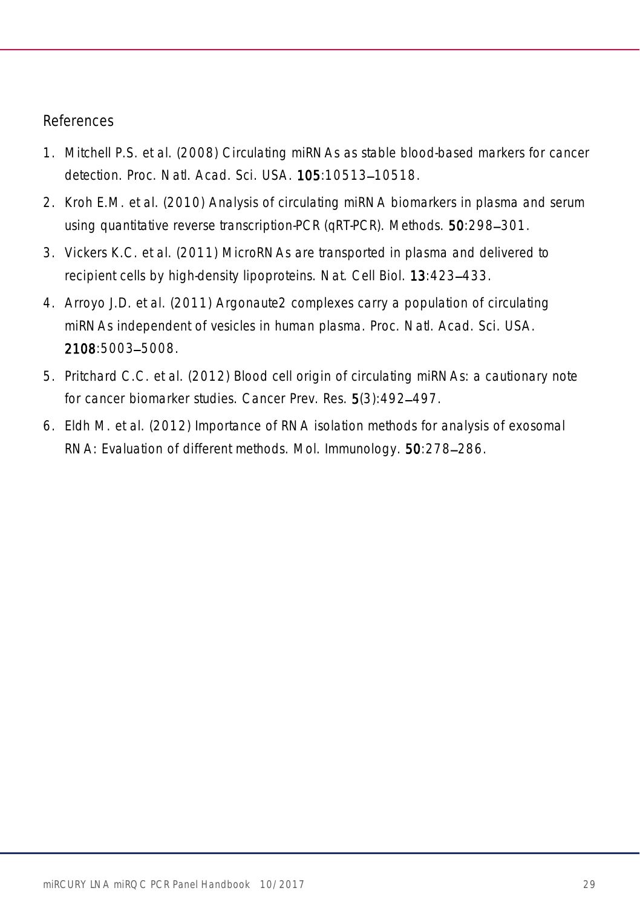## References

1. Mitchell P.S. et al. (2008) Circulating miRNAs as stable blood-based markers for cancer detection. Proc. Natl. Acad. Sci. USA. **105**:10513–10518.
2. Kroh E.M. et al. (2010) Analysis of circulating miRNA biomarkers in plasma and serum using quantitative reverse transcription-PCR (qRT-PCR). Methods. **50**:298–301.
3. Vickers K.C. et al. (2011) MicroRNAs are transported in plasma and delivered to recipient cells by high-density lipoproteins. Nat. Cell Biol. **13**:423–433.
4. Arroyo J.D. et al. (2011) Argonaute2 complexes carry a population of circulating miRNAs independent of vesicles in human plasma. Proc. Natl. Acad. Sci. USA. **2108**:5003–5008.
5. Pritchard C.C. et al. (2012) Blood cell origin of circulating miRNAs: a cautionary note for cancer biomarker studies. Cancer Prev. Res. **5**(3):492–497.
6. Eldh M. et al. (2012) Importance of RNA isolation methods for analysis of exosomal RNA: Evaluation of different methods. Mol. Immunology. **50**:278–286.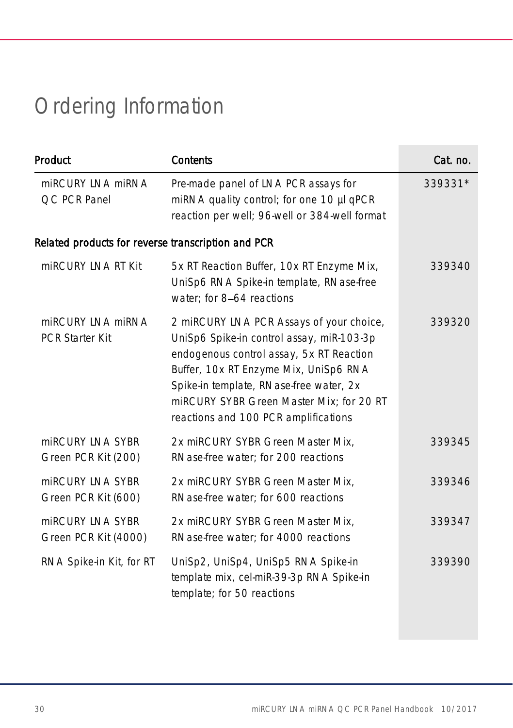# Ordering Information

| Product | Contents | Cat. no. |
| --- | --- | --- |
| miRCURY LNA miRNA QC PCR Panel | Pre-made panel of LNA PCR assays for miRNA quality control; for one 10 µl qPCR reaction per well; 96-well or 384-well format | 339331* |
| **Related products for reverse transcription and PCR** | | |
| miRCURY LNA RT Kit | 5x RT Reaction Buffer, 10x RT Enzyme Mix, UniSp6 RNA Spike-in template, RNase-free water; for 8–64 reactions | 339340 |
| miRCURY LNA miRNA PCR Starter Kit | 2 miRCURY LNA PCR Assays of your choice, UniSp6 Spike-in control assay, miR-103-3p endogenous control assay, 5x RT Reaction Buffer, 10x RT Enzyme Mix, UniSp6 RNA Spike-in template, RNase-free water, 2x miRCURY SYBR Green Master Mix; for 20 RT reactions and 100 PCR amplifications | 339320 |
| miRCURY LNA SYBR Green PCR Kit (200) | 2x miRCURY SYBR Green Master Mix, RNase-free water; for 200 reactions | 339345 |
| miRCURY LNA SYBR Green PCR Kit (600) | 2x miRCURY SYBR Green Master Mix, RNase-free water; for 600 reactions | 339346 |
| miRCURY LNA SYBR Green PCR Kit (4000) | 2x miRCURY SYBR Green Master Mix, RNase-free water; for 4000 reactions | 339347 |
| RNA Spike-in Kit, for RT | UniSp2, UniSp4, UniSp5 RNA Spike-in template mix, cel-miR-39-3p RNA Spike-in template; for 50 reactions | 339390 |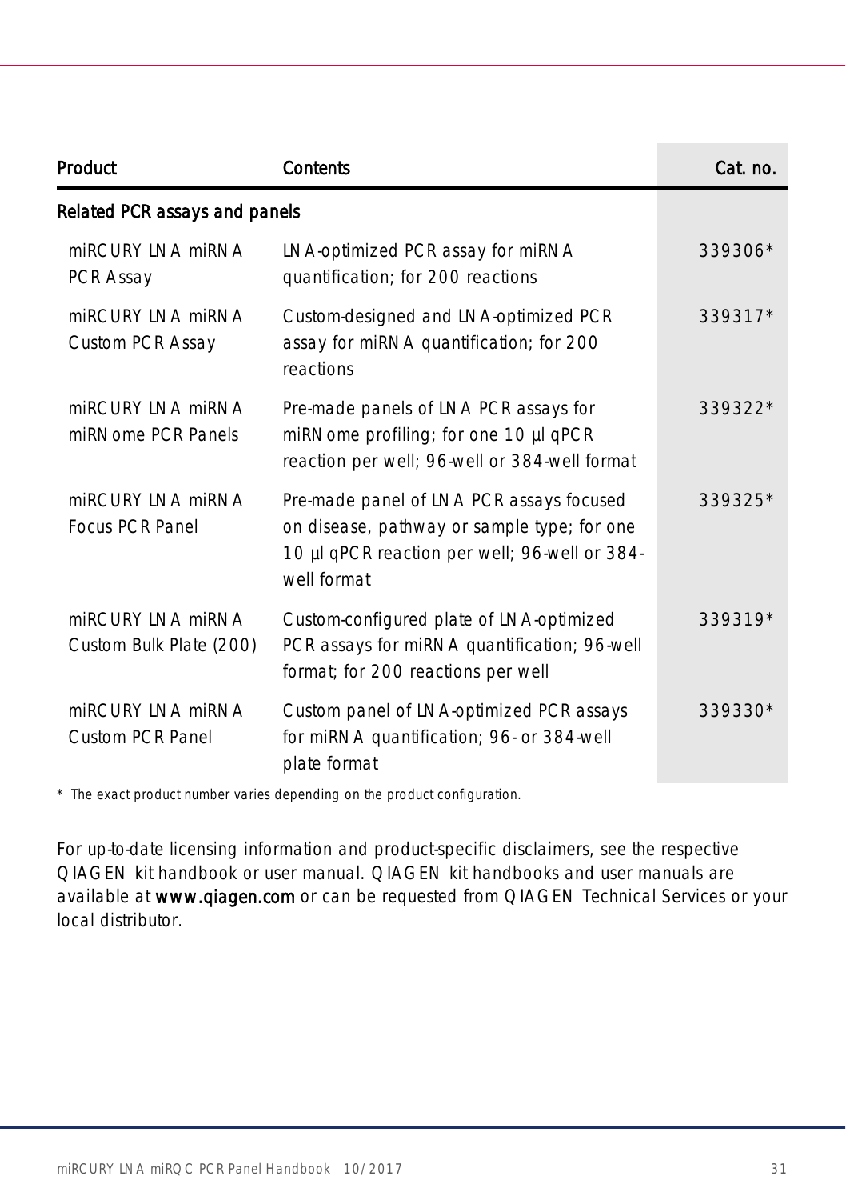| Product | Contents | Cat. no. |
|---|---|---|
| **Related PCR assays and panels** | | |
| miRCURY LNA miRNA PCR Assay | LNA-optimized PCR assay for miRNA quantification; for 200 reactions | 339306* |
| miRCURY LNA miRNA Custom PCR Assay | Custom-designed and LNA-optimized PCR assay for miRNA quantification; for 200 reactions | 339317* |
| miRCURY LNA miRNA miRNome PCR Panels | Pre-made panels of LNA PCR assays for miRNome profiling; for one 10 µl qPCR reaction per well; 96-well or 384-well format | 339322* |
| miRCURY LNA miRNA Focus PCR Panel | Pre-made panel of LNA PCR assays focused on disease, pathway or sample type; for one 10 µl qPCR reaction per well; 96-well or 384-well format | 339325* |
| miRCURY LNA miRNA Custom Bulk Plate (200) | Custom-configured plate of LNA-optimized PCR assays for miRNA quantification; 96-well format; for 200 reactions per well | 339319* |
| miRCURY LNA miRNA Custom PCR Panel | Custom panel of LNA-optimized PCR assays for miRNA quantification; 96- or 384-well plate format | 339330* |

* The exact product number varies depending on the product configuration.

For up-to-date licensing information and product-specific disclaimers, see the respective QIAGEN kit handbook or user manual. QIAGEN kit handbooks and user manuals are available at **www.qiagen.com** or can be requested from QIAGEN Technical Services or your local distributor.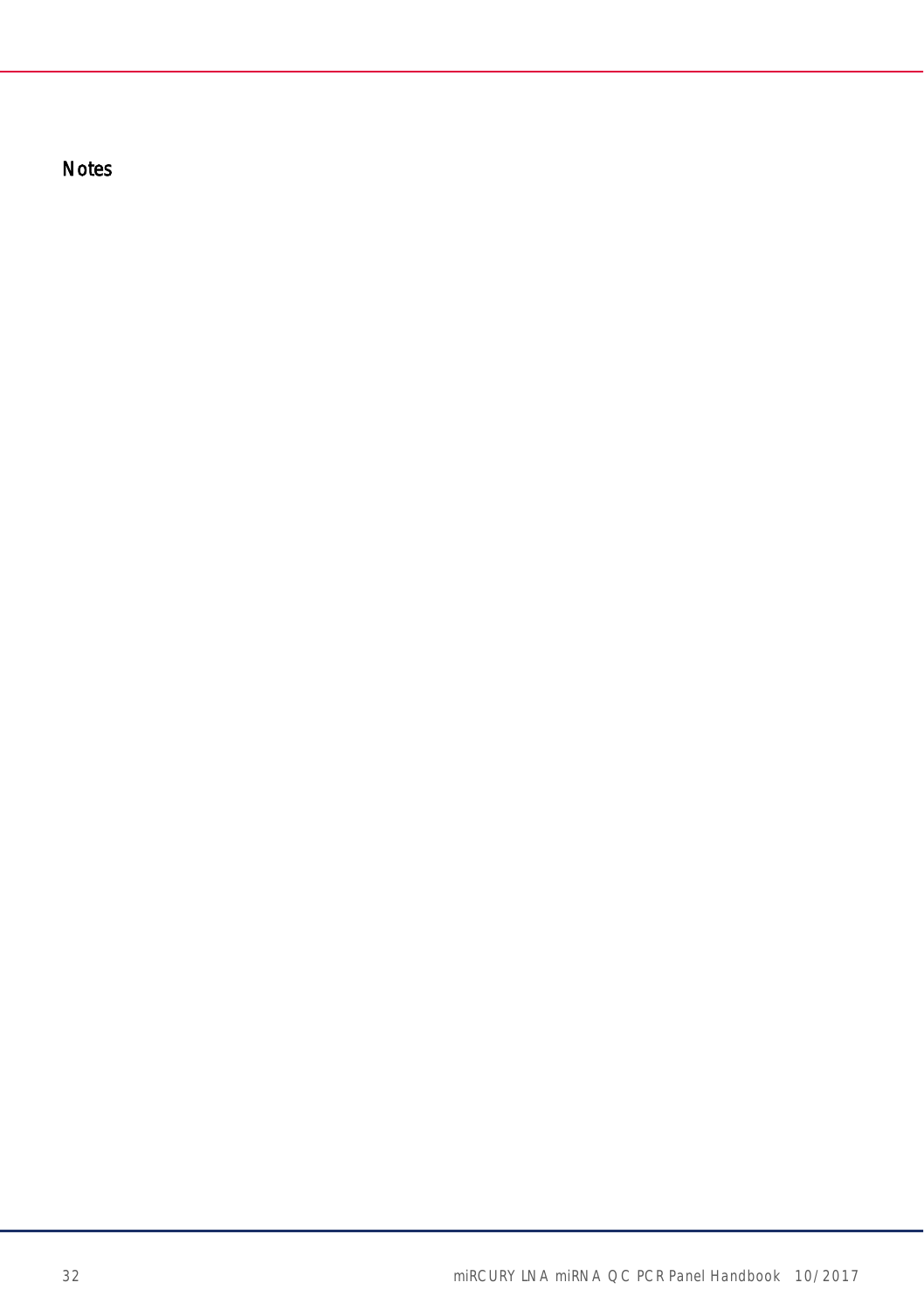# Notes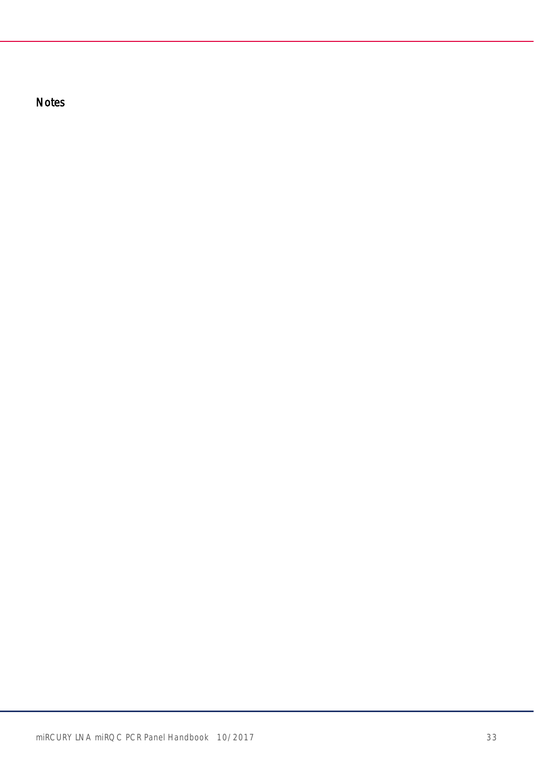# Notes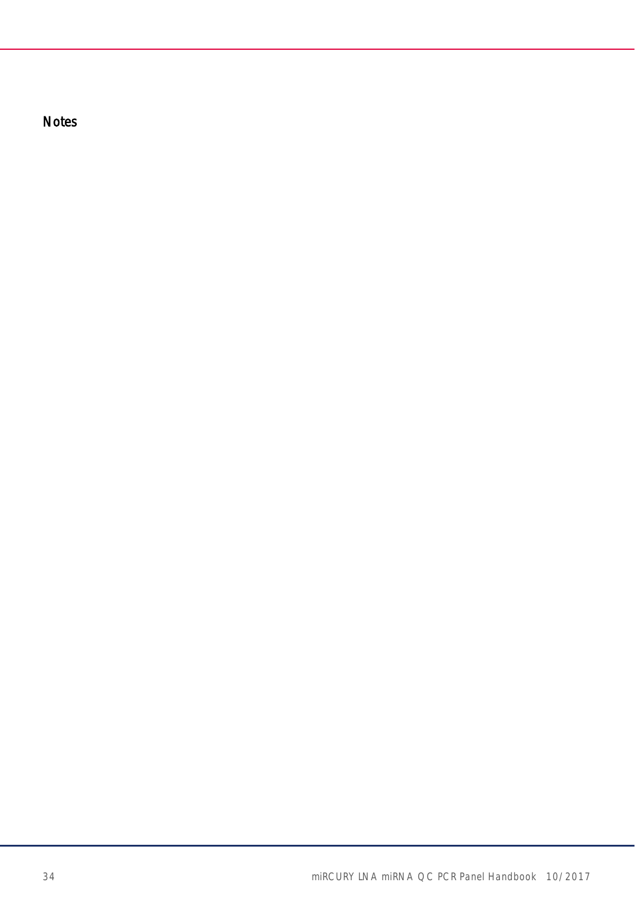Notes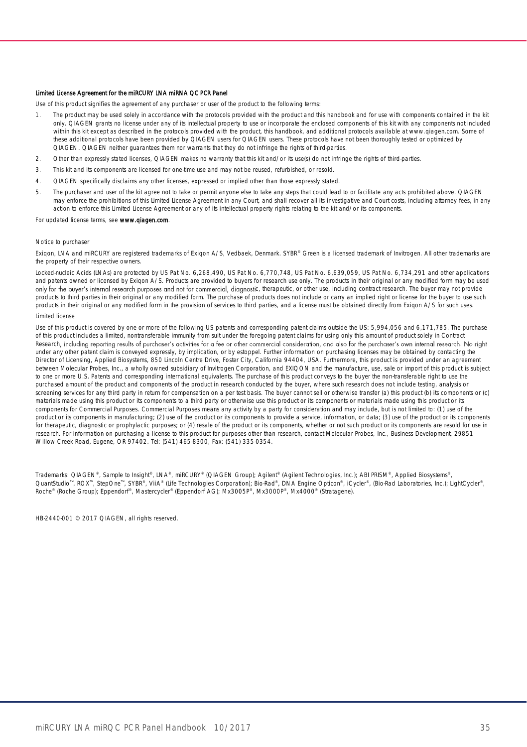#### Limited License Agreement for the miRCURY LNA miRNA QC PCR Panel

Use of this product signifies the agreement of any purchaser or user of the product to the following terms:

1. The product may be used solely in accordance with the protocols provided with the product and this handbook and for use with components contained in the kit only. QIAGEN grants no license under any of its intellectual property to use or incorporate the enclosed components of this kit with any components not included within this kit except as described in the protocols provided with the product, this handbook, and additional protocols available at www.qiagen.com. Some of these additional protocols have been provided by QIAGEN users for QIAGEN users. These protocols have not been thoroughly tested or optimized by QIAGEN. QIAGEN neither guarantees them nor warrants that they do not infringe the rights of third-parties.
2. Other than expressly stated licenses, QIAGEN makes no warranty that this kit and/or its use(s) do not infringe the rights of third-parties.
3. This kit and its components are licensed for one-time use and may not be reused, refurbished, or resold.
4. QIAGEN specifically disclaims any other licenses, expressed or implied other than those expressly stated.
5. The purchaser and user of the kit agree not to take or permit anyone else to take any steps that could lead to or facilitate any acts prohibited above. QIAGEN may enforce the prohibitions of this Limited License Agreement in any Court, and shall recover all its investigative and Court costs, including attorney fees, in any action to enforce this Limited License Agreement or any of its intellectual property rights relating to the kit and/or its components.

For updated license terms, see **www.qiagen.com**.

Notice to purchaser

Exiqon, LNA and miRCURY are registered trademarks of Exiqon A/S, Vedbaek, Denmark. SYBR® Green is a licensed trademark of Invitrogen. All other trademarks are the property of their respective owners.

Locked-nucleic Acids (LNAs) are protected by US Pat No. 6,268,490, US Pat No. 6,770,748, US Pat No. 6,639,059, US Pat No. 6,734,291 and other applications and patents owned or licensed by Exiqon A/S. Products are provided to buyers for research use only. The products in their original or any modified form may be used only for the buyer's internal research purposes and not for commercial, diagnostic, therapeutic, or other use, including contract research. The buyer may not provide products to third parties in their original or any modified form. The purchase of products does not include or carry an implied right or license for the buyer to use such products in their original or any modified form in the provision of services to third parties, and a license must be obtained directly from Exiqon A/S for such uses.

Limited license

Use of this product is covered by one or more of the following US patents and corresponding patent claims outside the US: 5,994,056 and 6,171,785. The purchase of this product includes a limited, nontransferable immunity from suit under the foregoing patent claims for using only this amount of product solely in Contract Research, including reporting results of purchaser's activities for a fee or other commercial consideration, and also for the purchaser's own internal research. No right under any other patent claim is conveyed expressly, by implication, or by estoppel. Further information on purchasing licenses may be obtained by contacting the Director of Licensing, Applied Biosystems, 850 Lincoln Centre Drive, Foster City, California 94404, USA. Furthermore, this product is provided under an agreement between Molecular Probes, Inc., a wholly owned subsidiary of Invitrogen Corporation, and EXIQON and the manufacture, use, sale or import of this product is subject to one or more U.S. Patents and corresponding international equivalents. The purchase of this product conveys to the buyer the non-transferable right to use the purchased amount of the product and components of the product in research conducted by the buyer, where such research does not include testing, analysis or screening services for any third party in return for compensation on a per test basis. The buyer cannot sell or otherwise transfer (a) this product (b) its components or (c) materials made using this product or its components to a third party or otherwise use this product or its components or materials made using this product or its components for Commercial Purposes. Commercial Purposes means any activity by a party for consideration and may include, but is not limited to: (1) use of the product or its components in manufacturing; (2) use of the product or its components to provide a service, information, or data; (3) use of the product or its components for therapeutic, diagnostic or prophylactic purposes; or (4) resale of the product or its components, whether or not such product or its components are resold for use in research. For information on purchasing a license to this product for purposes other than research, contact Molecular Probes, Inc., Business Development, 29851 Willow Creek Road, Eugene, OR 97402. Tel: (541) 465-8300, Fax: (541) 335-0354.

Trademarks: QIAGEN®, Sample to Insight®, LNA®, miRCURY® (QIAGEN Group); Agilent® (Agilent Technologies, Inc.); ABI PRISM®, Applied Biosystems®, QuantStudio™, ROX™, StepOne™, SYBR®, ViiA® (Life Technologies Corporation); Bio-Rad®, DNA Engine Opticon®, iCycler®, (Bio-Rad Laboratories, Inc.); LightCycler®, Roche® (Roche Group); Eppendorf®, Mastercycler® (Eppendorf AG); Mx3005P®, Mx3000P®, Mx4000® (Stratagene).

HB-2440-001 © 2017 QIAGEN, all rights reserved.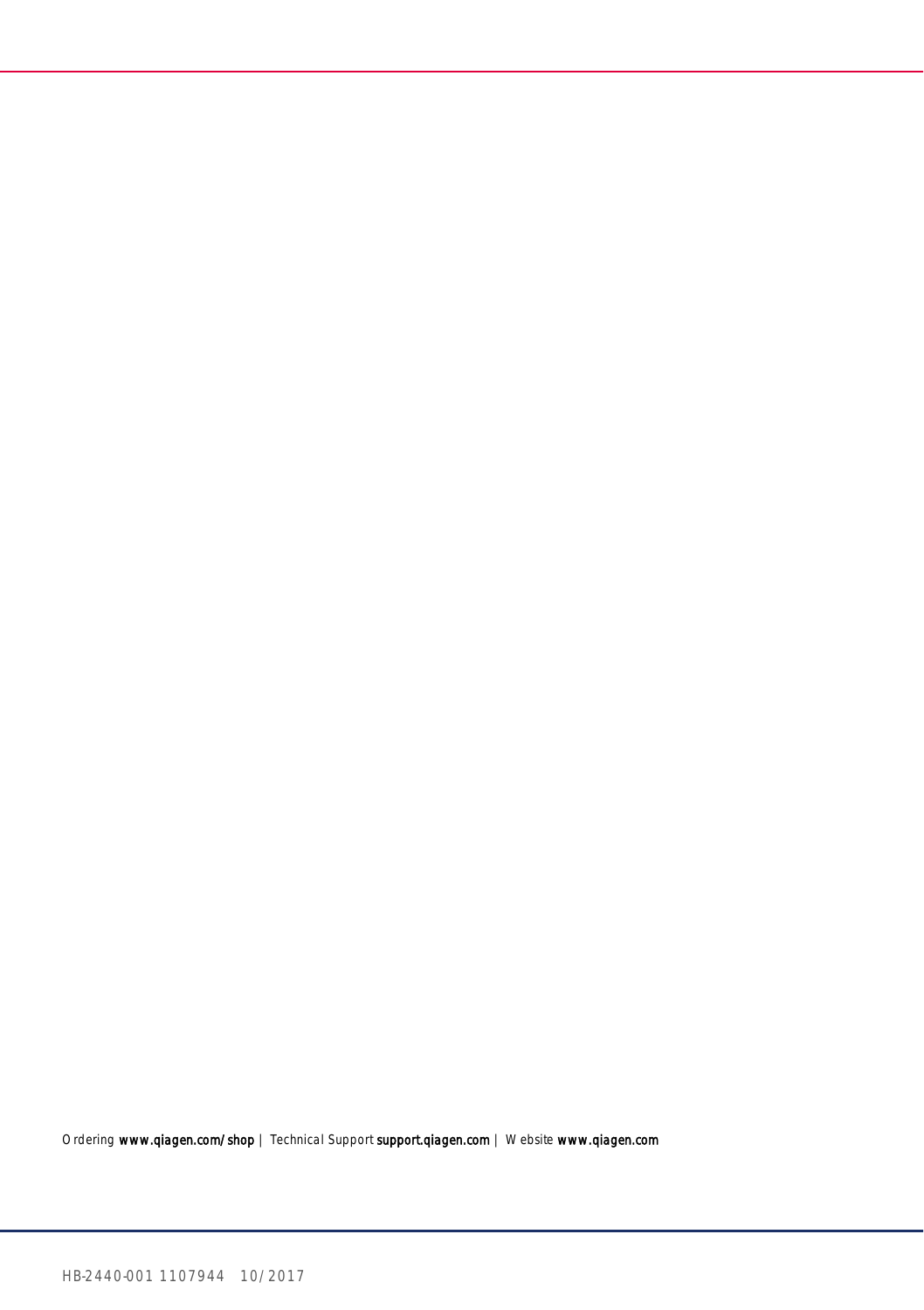Ordering www.qiagen.com/shop | Technical Support support.qiagen.com | Website www.qiagen.com

HB-2440-001 1107944 10/2017